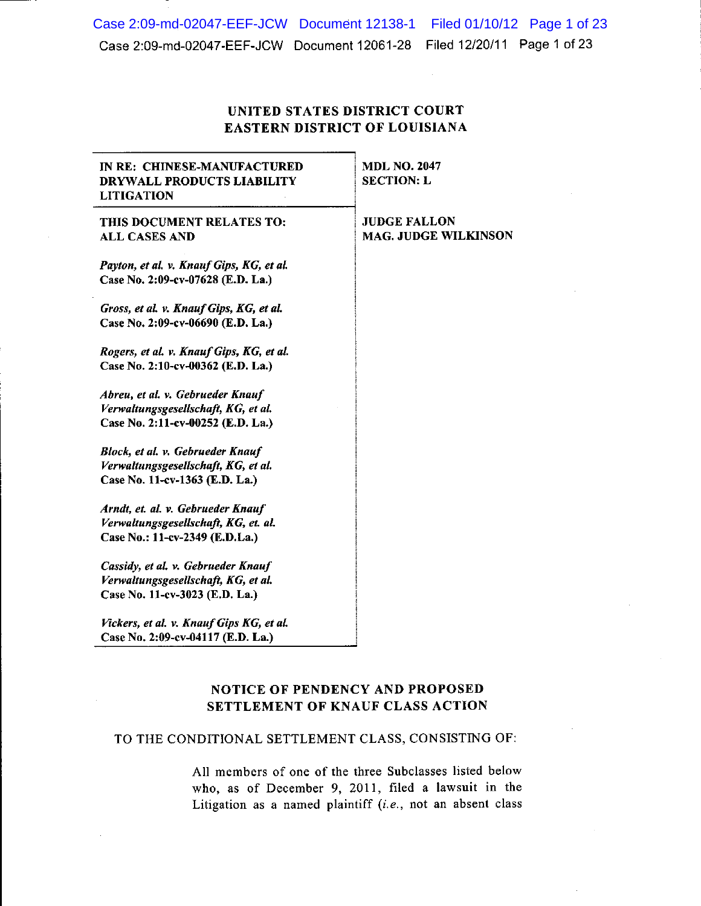UNITED STATES DISTRICT COURT
EASTERN DISTRICT OF LOUISIANA

| | |
|---|---|
| **IN RE: CHINESE-MANUFACTURED DRYWALL PRODUCTS LIABILITY LITIGATION** | **MDL NO. 2047**<br>**SECTION: L** |
| **THIS DOCUMENT RELATES TO: ALL CASES AND**<br><br>***Payton, et al. v. Knauf Gips, KG, et al.***<br>**Case No. 2:09-cv-07628 (E.D. La.)**<br><br>***Gross, et al. v. Knauf Gips, KG, et al.***<br>**Case No. 2:09-cv-06690 (E.D. La.)**<br><br>***Rogers, et al. v. Knauf Gips, KG, et al.***<br>**Case No. 2:10-cv-00362 (E.D. La.)**<br><br>***Abreu, et al. v. Gebrueder Knauf Verwaltungsgesellschaft, KG, et al.***<br>**Case No. 2:11-cv-00252 (E.D. La.)**<br><br>***Block, et al. v. Gebrueder Knauf Verwaltungsgesellschaft, KG, et al.***<br>**Case No. 11-cv-1363 (E.D. La.)**<br><br>***Arndt, et. al. v. Gebrueder Knauf Verwaltungsgesellschaft, KG, et. al.***<br>**Case No.: 11-cv-2349 (E.D.La.)**<br><br>***Cassidy, et al. v. Gebrueder Knauf Verwaltungsgesellschaft, KG, et al.***<br>**Case No. 11-cv-3023 (E.D. La.)**<br><br>***Vickers, et al. v. Knauf Gips KG, et al.***<br>**Case No. 2:09-cv-04117 (E.D. La.)** | **JUDGE FALLON**<br>**MAG. JUDGE WILKINSON** |

# NOTICE OF PENDENCY AND PROPOSED SETTLEMENT OF KNAUF CLASS ACTION

TO THE CONDITIONAL SETTLEMENT CLASS, CONSISTING OF:

> All members of one of the three Subclasses listed below who, as of December 9, 2011, filed a lawsuit in the Litigation as a named plaintiff (*i.e.*, not an absent class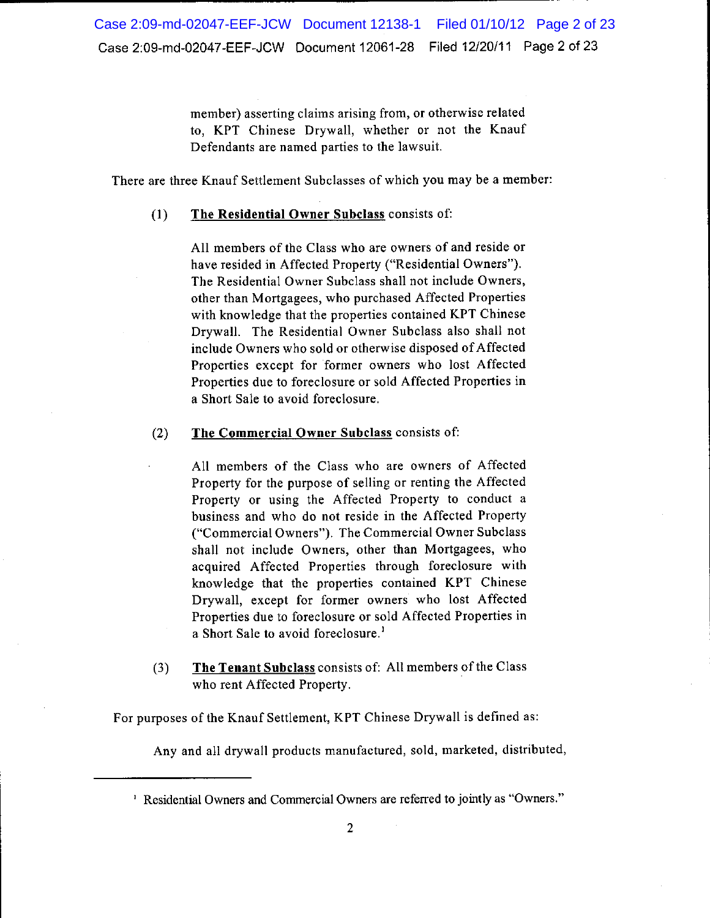member) asserting claims arising from, or otherwise related to, KPT Chinese Drywall, whether or not the Knauf Defendants are named parties to the lawsuit.

There are three Knauf Settlement Subclasses of which you may be a member:

(1) **The Residential Owner Subclass** consists of:

All members of the Class who are owners of and reside or have resided in Affected Property ("Residential Owners"). The Residential Owner Subclass shall not include Owners, other than Mortgagees, who purchased Affected Properties with knowledge that the properties contained KPT Chinese Drywall. The Residential Owner Subclass also shall not include Owners who sold or otherwise disposed of Affected Properties except for former owners who lost Affected Properties due to foreclosure or sold Affected Properties in a Short Sale to avoid foreclosure.

(2) **The Commercial Owner Subclass** consists of:

All members of the Class who are owners of Affected Property for the purpose of selling or renting the Affected Property or using the Affected Property to conduct a business and who do not reside in the Affected Property ("Commercial Owners"). The Commercial Owner Subclass shall not include Owners, other than Mortgagees, who acquired Affected Properties through foreclosure with knowledge that the properties contained KPT Chinese Drywall, except for former owners who lost Affected Properties due to foreclosure or sold Affected Properties in a Short Sale to avoid foreclosure.[1]

(3) **The Tenant Subclass** consists of: All members of the Class who rent Affected Property.

For purposes of the Knauf Settlement, KPT Chinese Drywall is defined as:

Any and all drywall products manufactured, sold, marketed, distributed,

---

[1] Residential Owners and Commercial Owners are referred to jointly as "Owners."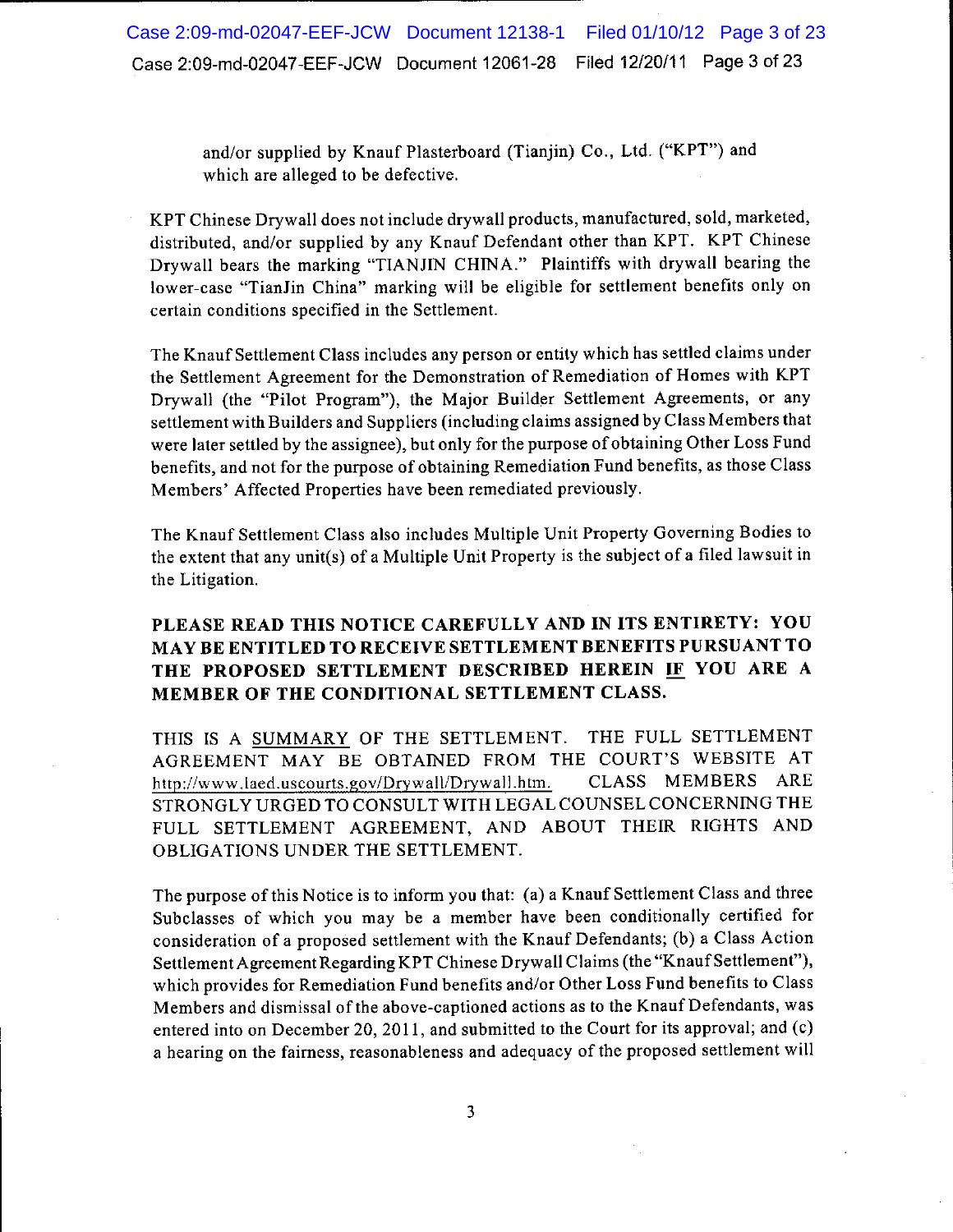and/or supplied by Knauf Plasterboard (Tianjin) Co., Ltd. ("KPT") and which are alleged to be defective.

KPT Chinese Drywall does not include drywall products, manufactured, sold, marketed, distributed, and/or supplied by any Knauf Defendant other than KPT. KPT Chinese Drywall bears the marking "TIANJIN CHINA." Plaintiffs with drywall bearing the lower-case "TianJin China" marking will be eligible for settlement benefits only on certain conditions specified in the Settlement.

The Knauf Settlement Class includes any person or entity which has settled claims under the Settlement Agreement for the Demonstration of Remediation of Homes with KPT Drywall (the "Pilot Program"), the Major Builder Settlement Agreements, or any settlement with Builders and Suppliers (including claims assigned by Class Members that were later settled by the assignee), but only for the purpose of obtaining Other Loss Fund benefits, and not for the purpose of obtaining Remediation Fund benefits, as those Class Members' Affected Properties have been remediated previously.

The Knauf Settlement Class also includes Multiple Unit Property Governing Bodies to the extent that any unit(s) of a Multiple Unit Property is the subject of a filed lawsuit in the Litigation.

**PLEASE READ THIS NOTICE CAREFULLY AND IN ITS ENTIRETY: YOU MAY BE ENTITLED TO RECEIVE SETTLEMENT BENEFITS PURSUANT TO THE PROPOSED SETTLEMENT DESCRIBED HEREIN <u>IF</u> YOU ARE A MEMBER OF THE CONDITIONAL SETTLEMENT CLASS.**

THIS IS A <u>SUMMARY</u> OF THE SETTLEMENT. THE FULL SETTLEMENT AGREEMENT MAY BE OBTAINED FROM THE COURT'S WEBSITE AT http://www.laed.uscourts.gov/Drywall/Drywall.htm. CLASS MEMBERS ARE STRONGLY URGED TO CONSULT WITH LEGAL COUNSEL CONCERNING THE FULL SETTLEMENT AGREEMENT, AND ABOUT THEIR RIGHTS AND OBLIGATIONS UNDER THE SETTLEMENT.

The purpose of this Notice is to inform you that: (a) a Knauf Settlement Class and three Subclasses of which you may be a member have been conditionally certified for consideration of a proposed settlement with the Knauf Defendants; (b) a Class Action Settlement Agreement Regarding KPT Chinese Drywall Claims (the "Knauf Settlement"), which provides for Remediation Fund benefits and/or Other Loss Fund benefits to Class Members and dismissal of the above-captioned actions as to the Knauf Defendants, was entered into on December 20, 2011, and submitted to the Court for its approval; and (c) a hearing on the fairness, reasonableness and adequacy of the proposed settlement will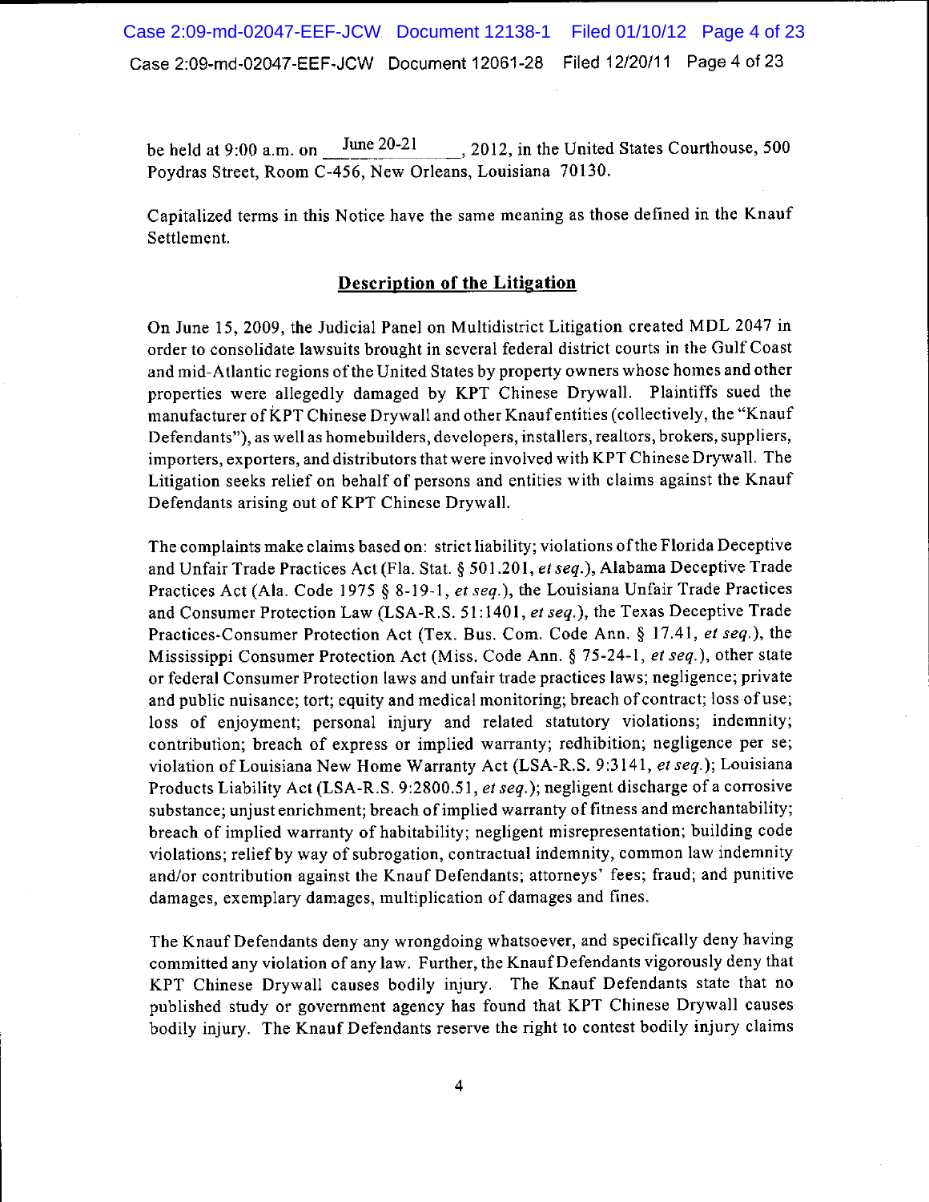be held at 9:00 a.m. on June 20-21, 2012, in the United States Courthouse, 500 Poydras Street, Room C-456, New Orleans, Louisiana 70130.

Capitalized terms in this Notice have the same meaning as those defined in the Knauf Settlement.

## Description of the Litigation

On June 15, 2009, the Judicial Panel on Multidistrict Litigation created MDL 2047 in order to consolidate lawsuits brought in several federal district courts in the Gulf Coast and mid-Atlantic regions of the United States by property owners whose homes and other properties were allegedly damaged by KPT Chinese Drywall. Plaintiffs sued the manufacturer of KPT Chinese Drywall and other Knauf entities (collectively, the "Knauf Defendants"), as well as homebuilders, developers, installers, realtors, brokers, suppliers, importers, exporters, and distributors that were involved with KPT Chinese Drywall. The Litigation seeks relief on behalf of persons and entities with claims against the Knauf Defendants arising out of KPT Chinese Drywall.

The complaints make claims based on: strict liability; violations of the Florida Deceptive and Unfair Trade Practices Act (Fla. Stat. § 501.201, *et seq.*), Alabama Deceptive Trade Practices Act (Ala. Code 1975 § 8-19-1, *et seq.*), the Louisiana Unfair Trade Practices and Consumer Protection Law (LSA-R.S. 51:1401, *et seq.*), the Texas Deceptive Trade Practices-Consumer Protection Act (Tex. Bus. Com. Code Ann. § 17.41, *et seq.*), the Mississippi Consumer Protection Act (Miss. Code Ann. § 75-24-1, *et seq.*), other state or federal Consumer Protection laws and unfair trade practices laws; negligence; private and public nuisance; tort; equity and medical monitoring; breach of contract; loss of use; loss of enjoyment; personal injury and related statutory violations; indemnity; contribution; breach of express or implied warranty; redhibition; negligence per se; violation of Louisiana New Home Warranty Act (LSA-R.S. 9:3141, *et seq.*); Louisiana Products Liability Act (LSA-R.S. 9:2800.51, *et seq.*); negligent discharge of a corrosive substance; unjust enrichment; breach of implied warranty of fitness and merchantability; breach of implied warranty of habitability; negligent misrepresentation; building code violations; relief by way of subrogation, contractual indemnity, common law indemnity and/or contribution against the Knauf Defendants; attorneys' fees; fraud; and punitive damages, exemplary damages, multiplication of damages and fines.

The Knauf Defendants deny any wrongdoing whatsoever, and specifically deny having committed any violation of any law. Further, the Knauf Defendants vigorously deny that KPT Chinese Drywall causes bodily injury. The Knauf Defendants state that no published study or government agency has found that KPT Chinese Drywall causes bodily injury. The Knauf Defendants reserve the right to contest bodily injury claims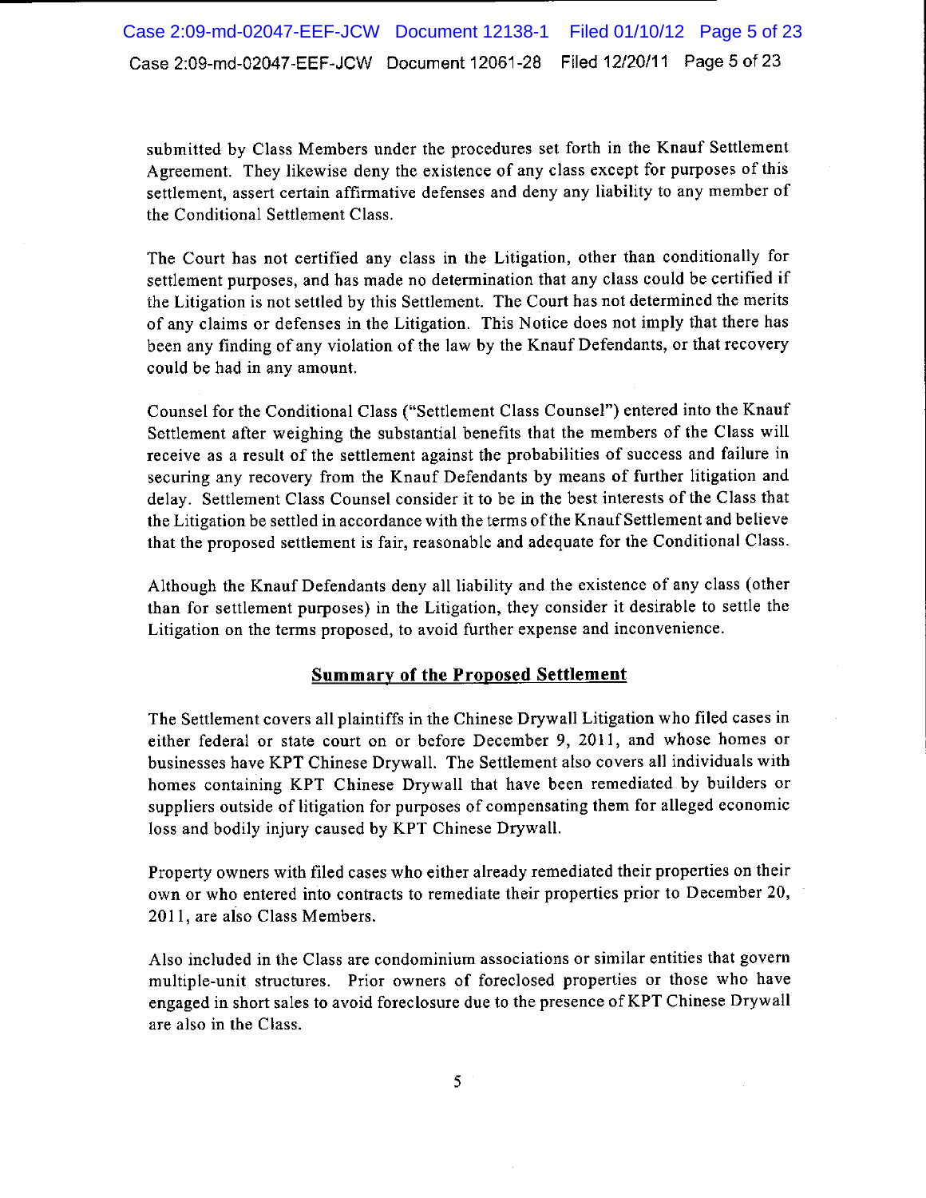submitted by Class Members under the procedures set forth in the Knauf Settlement Agreement. They likewise deny the existence of any class except for purposes of this settlement, assert certain affirmative defenses and deny any liability to any member of the Conditional Settlement Class.

The Court has not certified any class in the Litigation, other than conditionally for settlement purposes, and has made no determination that any class could be certified if the Litigation is not settled by this Settlement. The Court has not determined the merits of any claims or defenses in the Litigation. This Notice does not imply that there has been any finding of any violation of the law by the Knauf Defendants, or that recovery could be had in any amount.

Counsel for the Conditional Class ("Settlement Class Counsel") entered into the Knauf Settlement after weighing the substantial benefits that the members of the Class will receive as a result of the settlement against the probabilities of success and failure in securing any recovery from the Knauf Defendants by means of further litigation and delay. Settlement Class Counsel consider it to be in the best interests of the Class that the Litigation be settled in accordance with the terms of the Knauf Settlement and believe that the proposed settlement is fair, reasonable and adequate for the Conditional Class.

Although the Knauf Defendants deny all liability and the existence of any class (other than for settlement purposes) in the Litigation, they consider it desirable to settle the Litigation on the terms proposed, to avoid further expense and inconvenience.

## Summary of the Proposed Settlement

The Settlement covers all plaintiffs in the Chinese Drywall Litigation who filed cases in either federal or state court on or before December 9, 2011, and whose homes or businesses have KPT Chinese Drywall. The Settlement also covers all individuals with homes containing KPT Chinese Drywall that have been remediated by builders or suppliers outside of litigation for purposes of compensating them for alleged economic loss and bodily injury caused by KPT Chinese Drywall.

Property owners with filed cases who either already remediated their properties on their own or who entered into contracts to remediate their properties prior to December 20, 2011, are also Class Members.

Also included in the Class are condominium associations or similar entities that govern multiple-unit structures. Prior owners of foreclosed properties or those who have engaged in short sales to avoid foreclosure due to the presence of KPT Chinese Drywall are also in the Class.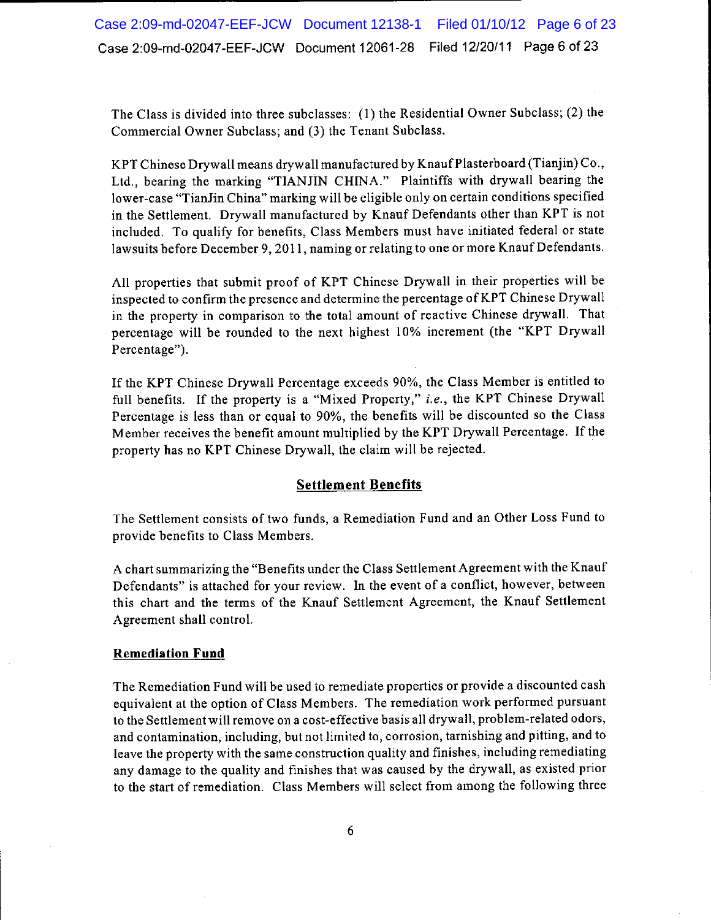The Class is divided into three subclasses: (1) the Residential Owner Subclass; (2) the Commercial Owner Subclass; and (3) the Tenant Subclass.

KPT Chinese Drywall means drywall manufactured by Knauf Plasterboard (Tianjin) Co., Ltd., bearing the marking "TIANJIN CHINA." Plaintiffs with drywall bearing the lower-case "TianJin China" marking will be eligible only on certain conditions specified in the Settlement. Drywall manufactured by Knauf Defendants other than KPT is not included. To qualify for benefits, Class Members must have initiated federal or state lawsuits before December 9, 2011, naming or relating to one or more Knauf Defendants.

All properties that submit proof of KPT Chinese Drywall in their properties will be inspected to confirm the presence and determine the percentage of KPT Chinese Drywall in the property in comparison to the total amount of reactive Chinese drywall. That percentage will be rounded to the next highest 10% increment (the "KPT Drywall Percentage").

If the KPT Chinese Drywall Percentage exceeds 90%, the Class Member is entitled to full benefits. If the property is a "Mixed Property," *i.e.*, the KPT Chinese Drywall Percentage is less than or equal to 90%, the benefits will be discounted so the Class Member receives the benefit amount multiplied by the KPT Drywall Percentage. If the property has no KPT Chinese Drywall, the claim will be rejected.

## Settlement Benefits

The Settlement consists of two funds, a Remediation Fund and an Other Loss Fund to provide benefits to Class Members.

A chart summarizing the "Benefits under the Class Settlement Agreement with the Knauf Defendants" is attached for your review. In the event of a conflict, however, between this chart and the terms of the Knauf Settlement Agreement, the Knauf Settlement Agreement shall control.

### Remediation Fund

The Remediation Fund will be used to remediate properties or provide a discounted cash equivalent at the option of Class Members. The remediation work performed pursuant to the Settlement will remove on a cost-effective basis all drywall, problem-related odors, and contamination, including, but not limited to, corrosion, tarnishing and pitting, and to leave the property with the same construction quality and finishes, including remediating any damage to the quality and finishes that was caused by the drywall, as existed prior to the start of remediation. Class Members will select from among the following three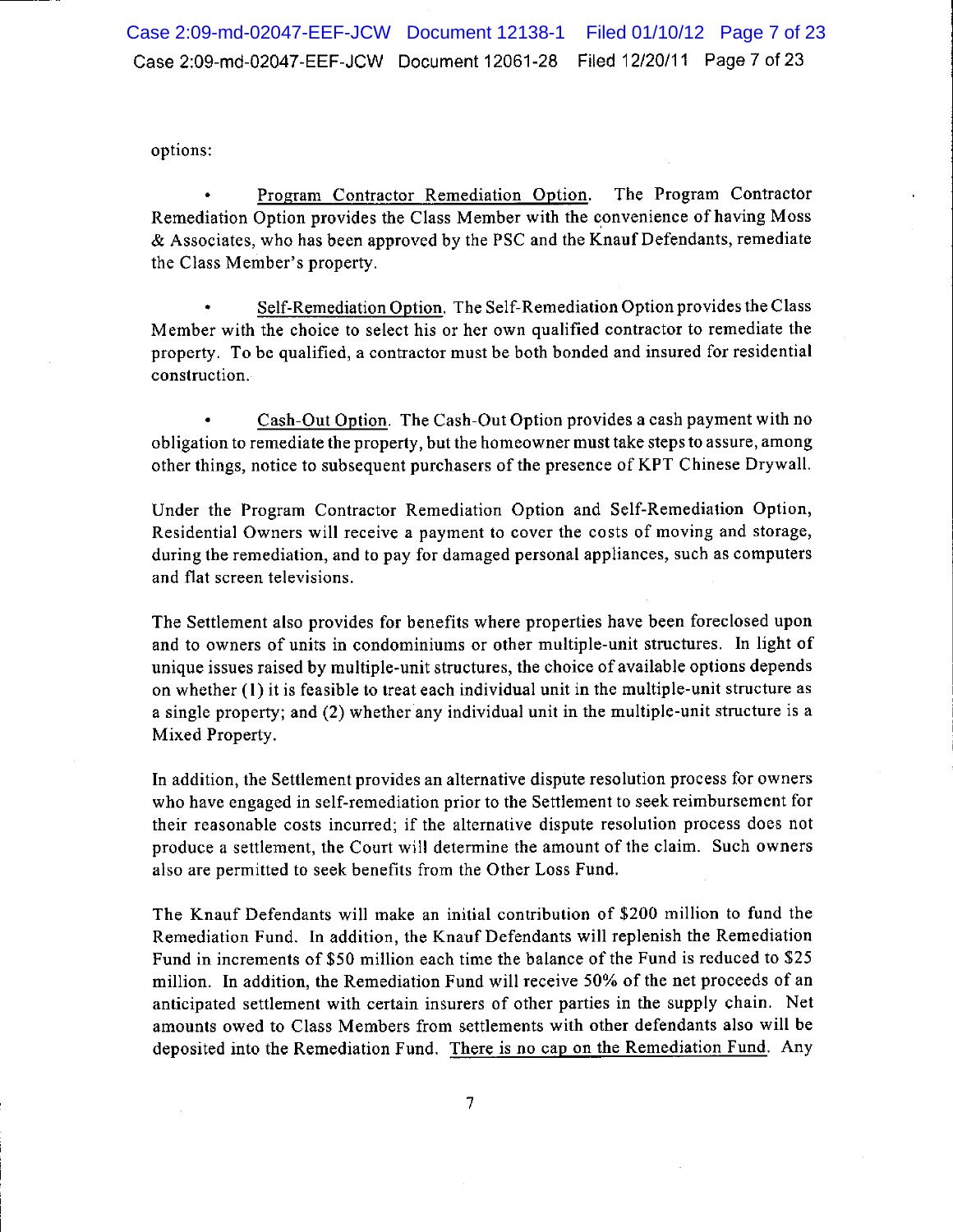options:

- <u>Program Contractor Remediation Option</u>. The Program Contractor Remediation Option provides the Class Member with the convenience of having Moss & Associates, who has been approved by the PSC and the Knauf Defendants, remediate the Class Member's property.

- <u>Self-Remediation Option</u>. The Self-Remediation Option provides the Class Member with the choice to select his or her own qualified contractor to remediate the property. To be qualified, a contractor must be both bonded and insured for residential construction.

- <u>Cash-Out Option</u>. The Cash-Out Option provides a cash payment with no obligation to remediate the property, but the homeowner must take steps to assure, among other things, notice to subsequent purchasers of the presence of KPT Chinese Drywall.

Under the Program Contractor Remediation Option and Self-Remediation Option, Residential Owners will receive a payment to cover the costs of moving and storage, during the remediation, and to pay for damaged personal appliances, such as computers and flat screen televisions.

The Settlement also provides for benefits where properties have been foreclosed upon and to owners of units in condominiums or other multiple-unit structures. In light of unique issues raised by multiple-unit structures, the choice of available options depends on whether (1) it is feasible to treat each individual unit in the multiple-unit structure as a single property; and (2) whether any individual unit in the multiple-unit structure is a Mixed Property.

In addition, the Settlement provides an alternative dispute resolution process for owners who have engaged in self-remediation prior to the Settlement to seek reimbursement for their reasonable costs incurred; if the alternative dispute resolution process does not produce a settlement, the Court will determine the amount of the claim. Such owners also are permitted to seek benefits from the Other Loss Fund.

The Knauf Defendants will make an initial contribution of $200 million to fund the Remediation Fund. In addition, the Knauf Defendants will replenish the Remediation Fund in increments of $50 million each time the balance of the Fund is reduced to $25 million. In addition, the Remediation Fund will receive 50% of the net proceeds of an anticipated settlement with certain insurers of other parties in the supply chain. Net amounts owed to Class Members from settlements with other defendants also will be deposited into the Remediation Fund. <u>There is no cap on the Remediation Fund</u>. Any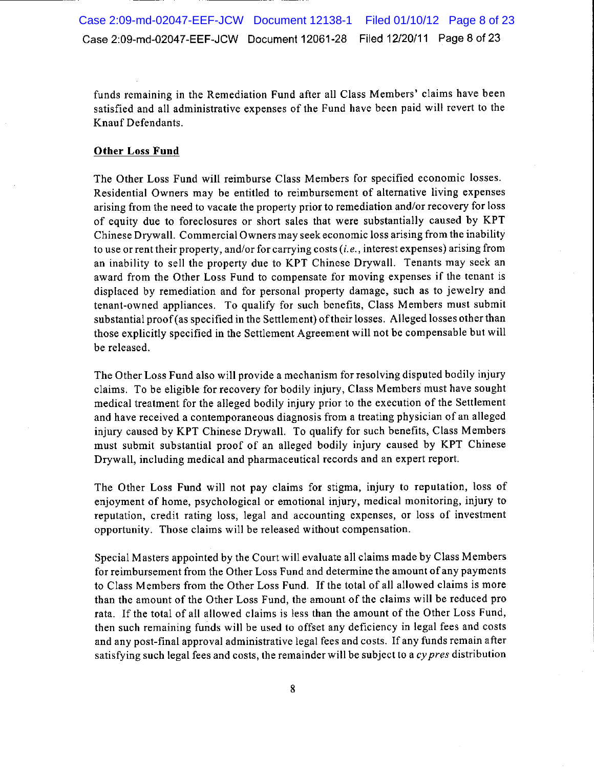funds remaining in the Remediation Fund after all Class Members' claims have been satisfied and all administrative expenses of the Fund have been paid will revert to the Knauf Defendants.

**Other Loss Fund**

The Other Loss Fund will reimburse Class Members for specified economic losses. Residential Owners may be entitled to reimbursement of alternative living expenses arising from the need to vacate the property prior to remediation and/or recovery for loss of equity due to foreclosures or short sales that were substantially caused by KPT Chinese Drywall. Commercial Owners may seek economic loss arising from the inability to use or rent their property, and/or for carrying costs (*i.e.*, interest expenses) arising from an inability to sell the property due to KPT Chinese Drywall. Tenants may seek an award from the Other Loss Fund to compensate for moving expenses if the tenant is displaced by remediation and for personal property damage, such as to jewelry and tenant-owned appliances. To qualify for such benefits, Class Members must submit substantial proof (as specified in the Settlement) of their losses. Alleged losses other than those explicitly specified in the Settlement Agreement will not be compensable but will be released.

The Other Loss Fund also will provide a mechanism for resolving disputed bodily injury claims. To be eligible for recovery for bodily injury, Class Members must have sought medical treatment for the alleged bodily injury prior to the execution of the Settlement and have received a contemporaneous diagnosis from a treating physician of an alleged injury caused by KPT Chinese Drywall. To qualify for such benefits, Class Members must submit substantial proof of an alleged bodily injury caused by KPT Chinese Drywall, including medical and pharmaceutical records and an expert report.

The Other Loss Fund will not pay claims for stigma, injury to reputation, loss of enjoyment of home, psychological or emotional injury, medical monitoring, injury to reputation, credit rating loss, legal and accounting expenses, or loss of investment opportunity. Those claims will be released without compensation.

Special Masters appointed by the Court will evaluate all claims made by Class Members for reimbursement from the Other Loss Fund and determine the amount of any payments to Class Members from the Other Loss Fund. If the total of all allowed claims is more than the amount of the Other Loss Fund, the amount of the claims will be reduced pro rata. If the total of all allowed claims is less than the amount of the Other Loss Fund, then such remaining funds will be used to offset any deficiency in legal fees and costs and any post-final approval administrative legal fees and costs. If any funds remain after satisfying such legal fees and costs, the remainder will be subject to a *cy pres* distribution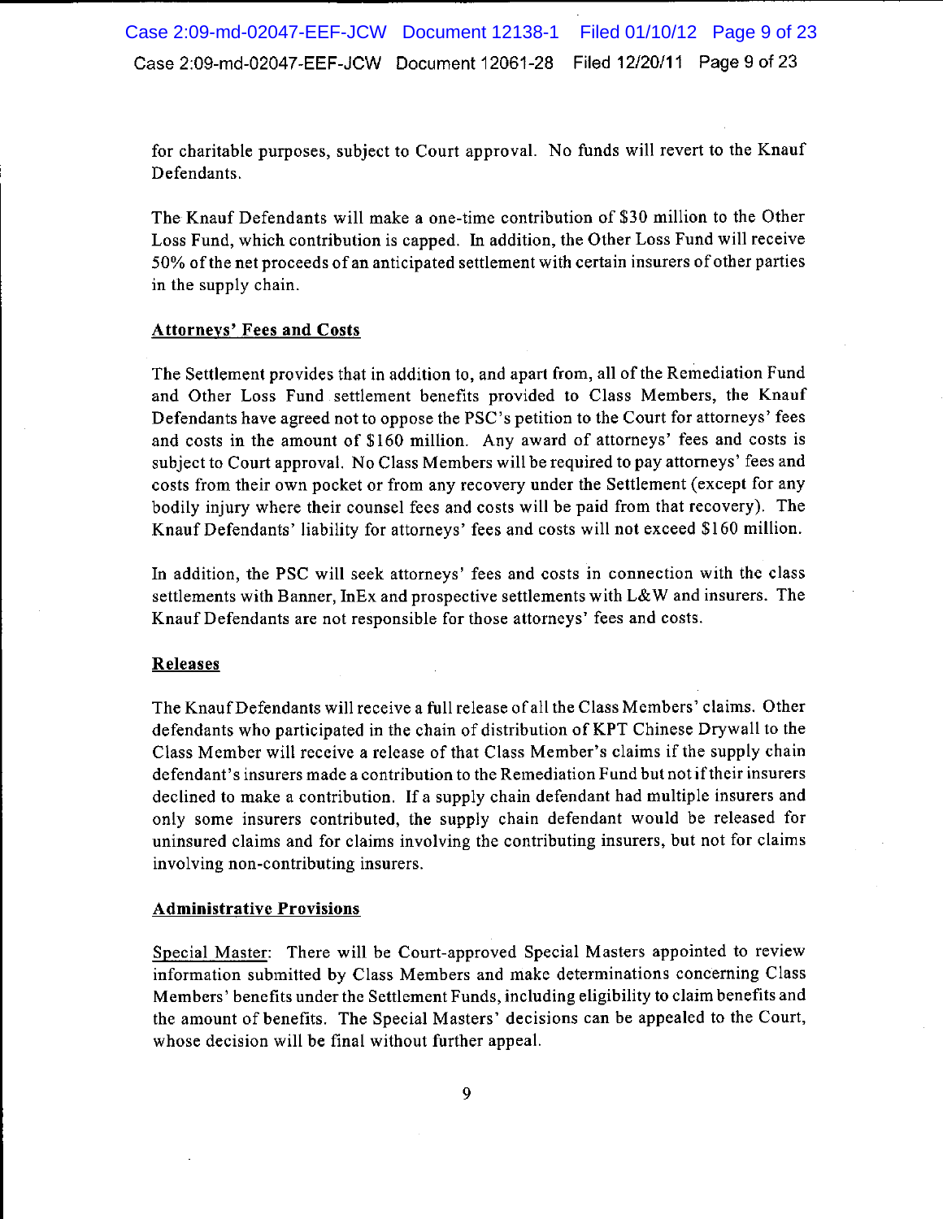for charitable purposes, subject to Court approval. No funds will revert to the Knauf Defendants.

The Knauf Defendants will make a one-time contribution of $30 million to the Other Loss Fund, which contribution is capped. In addition, the Other Loss Fund will receive 50% of the net proceeds of an anticipated settlement with certain insurers of other parties in the supply chain.

**Attorneys' Fees and Costs**

The Settlement provides that in addition to, and apart from, all of the Remediation Fund and Other Loss Fund settlement benefits provided to Class Members, the Knauf Defendants have agreed not to oppose the PSC's petition to the Court for attorneys' fees and costs in the amount of $160 million. Any award of attorneys' fees and costs is subject to Court approval. No Class Members will be required to pay attorneys' fees and costs from their own pocket or from any recovery under the Settlement (except for any bodily injury where their counsel fees and costs will be paid from that recovery). The Knauf Defendants' liability for attorneys' fees and costs will not exceed $160 million.

In addition, the PSC will seek attorneys' fees and costs in connection with the class settlements with Banner, InEx and prospective settlements with L&W and insurers. The Knauf Defendants are not responsible for those attorneys' fees and costs.

**Releases**

The Knauf Defendants will receive a full release of all the Class Members' claims. Other defendants who participated in the chain of distribution of KPT Chinese Drywall to the Class Member will receive a release of that Class Member's claims if the supply chain defendant's insurers made a contribution to the Remediation Fund but not if their insurers declined to make a contribution. If a supply chain defendant had multiple insurers and only some insurers contributed, the supply chain defendant would be released for uninsured claims and for claims involving the contributing insurers, but not for claims involving non-contributing insurers.

**Administrative Provisions**

Special Master: There will be Court-approved Special Masters appointed to review information submitted by Class Members and make determinations concerning Class Members' benefits under the Settlement Funds, including eligibility to claim benefits and the amount of benefits. The Special Masters' decisions can be appealed to the Court, whose decision will be final without further appeal.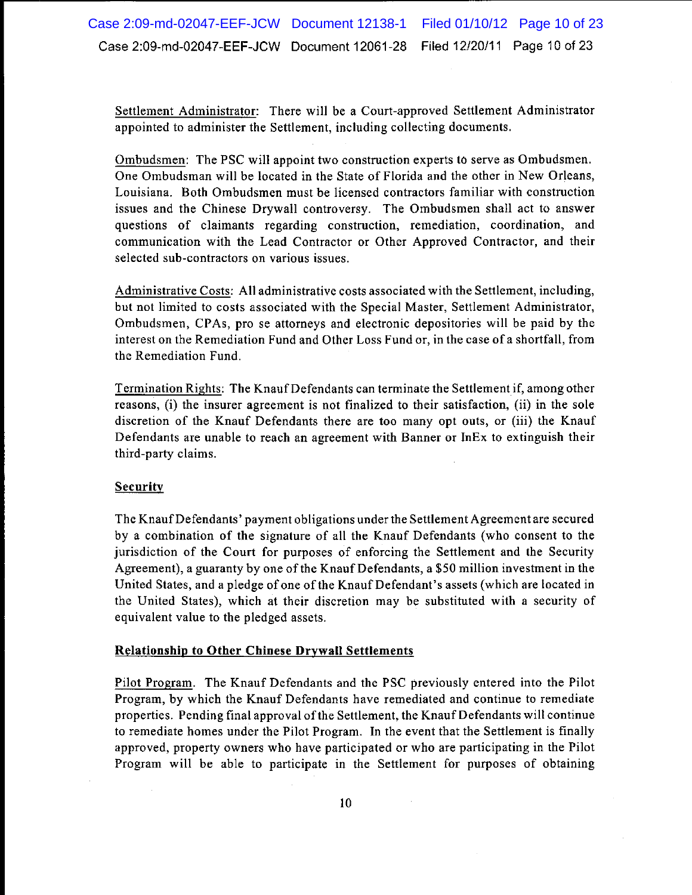Settlement Administrator: There will be a Court-approved Settlement Administrator appointed to administer the Settlement, including collecting documents.

Ombudsmen: The PSC will appoint two construction experts to serve as Ombudsmen. One Ombudsman will be located in the State of Florida and the other in New Orleans, Louisiana. Both Ombudsmen must be licensed contractors familiar with construction issues and the Chinese Drywall controversy. The Ombudsmen shall act to answer questions of claimants regarding construction, remediation, coordination, and communication with the Lead Contractor or Other Approved Contractor, and their selected sub-contractors on various issues.

Administrative Costs: All administrative costs associated with the Settlement, including, but not limited to, costs associated with the Special Master, Settlement Administrator, Ombudsmen, CPAs, pro se attorneys and electronic depositories will be paid by the interest on the Remediation Fund and Other Loss Fund or, in the case of a shortfall, from the Remediation Fund.

Termination Rights: The Knauf Defendants can terminate the Settlement if, among other reasons, (i) the insurer agreement is not finalized to their satisfaction, (ii) in the sole discretion of the Knauf Defendants there are too many opt outs, or (iii) the Knauf Defendants are unable to reach an agreement with Banner or InEx to extinguish their third-party claims.

**Security**

The Knauf Defendants' payment obligations under the Settlement Agreement are secured by a combination of the signature of all the Knauf Defendants (who consent to the jurisdiction of the Court for purposes of enforcing the Settlement and the Security Agreement), a guaranty by one of the Knauf Defendants, a $50 million investment in the United States, and a pledge of one of the Knauf Defendant's assets (which are located in the United States), which at their discretion may be substituted with a security of equivalent value to the pledged assets.

**Relationship to Other Chinese Drywall Settlements**

Pilot Program. The Knauf Defendants and the PSC previously entered into the Pilot Program, by which the Knauf Defendants have remediated and continue to remediate properties. Pending final approval of the Settlement, the Knauf Defendants will continue to remediate homes under the Pilot Program. In the event that the Settlement is finally approved, property owners who have participated or who are participating in the Pilot Program will be able to participate in the Settlement for purposes of obtaining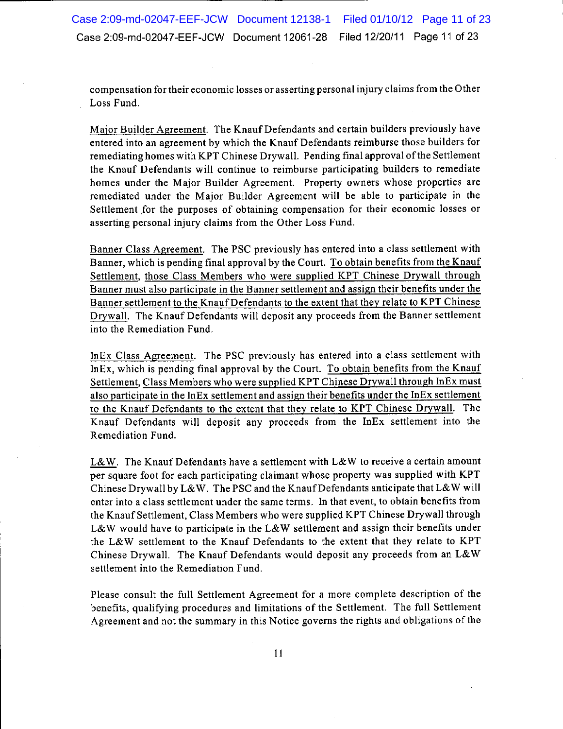compensation for their economic losses or asserting personal injury claims from the Other Loss Fund.

Major Builder Agreement. The Knauf Defendants and certain builders previously have entered into an agreement by which the Knauf Defendants reimburse those builders for remediating homes with KPT Chinese Drywall. Pending final approval of the Settlement the Knauf Defendants will continue to reimburse participating builders to remediate homes under the Major Builder Agreement. Property owners whose properties are remediated under the Major Builder Agreement will be able to participate in the Settlement for the purposes of obtaining compensation for their economic losses or asserting personal injury claims from the Other Loss Fund.

Banner Class Agreement. The PSC previously has entered into a class settlement with Banner, which is pending final approval by the Court. To obtain benefits from the Knauf Settlement, those Class Members who were supplied KPT Chinese Drywall through Banner must also participate in the Banner settlement and assign their benefits under the Banner settlement to the Knauf Defendants to the extent that they relate to KPT Chinese Drywall. The Knauf Defendants will deposit any proceeds from the Banner settlement into the Remediation Fund.

InEx Class Agreement. The PSC previously has entered into a class settlement with InEx, which is pending final approval by the Court. To obtain benefits from the Knauf Settlement, Class Members who were supplied KPT Chinese Drywall through InEx must also participate in the InEx settlement and assign their benefits under the InEx settlement to the Knauf Defendants to the extent that they relate to KPT Chinese Drywall. The Knauf Defendants will deposit any proceeds from the InEx settlement into the Remediation Fund.

L&W. The Knauf Defendants have a settlement with L&W to receive a certain amount per square foot for each participating claimant whose property was supplied with KPT Chinese Drywall by L&W. The PSC and the Knauf Defendants anticipate that L&W will enter into a class settlement under the same terms. In that event, to obtain benefits from the Knauf Settlement, Class Members who were supplied KPT Chinese Drywall through L&W would have to participate in the L&W settlement and assign their benefits under the L&W settlement to the Knauf Defendants to the extent that they relate to KPT Chinese Drywall. The Knauf Defendants would deposit any proceeds from an L&W settlement into the Remediation Fund.

Please consult the full Settlement Agreement for a more complete description of the benefits, qualifying procedures and limitations of the Settlement. The full Settlement Agreement and not the summary in this Notice governs the rights and obligations of the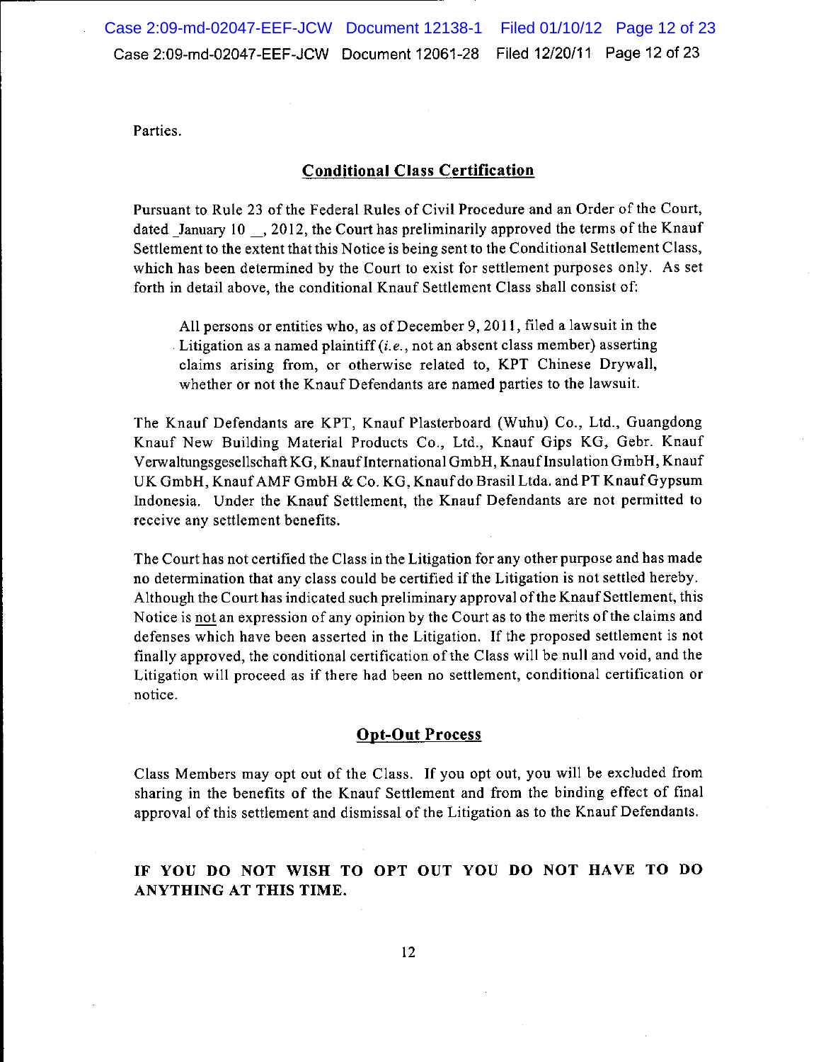Parties.

## Conditional Class Certification

Pursuant to Rule 23 of the Federal Rules of Civil Procedure and an Order of the Court, dated January 10 \_\_, 2012, the Court has preliminarily approved the terms of the Knauf Settlement to the extent that this Notice is being sent to the Conditional Settlement Class, which has been determined by the Court to exist for settlement purposes only. As set forth in detail above, the conditional Knauf Settlement Class shall consist of:

> All persons or entities who, as of December 9, 2011, filed a lawsuit in the Litigation as a named plaintiff (*i.e.*, not an absent class member) asserting claims arising from, or otherwise related to, KPT Chinese Drywall, whether or not the Knauf Defendants are named parties to the lawsuit.

The Knauf Defendants are KPT, Knauf Plasterboard (Wuhu) Co., Ltd., Guangdong Knauf New Building Material Products Co., Ltd., Knauf Gips KG, Gebr. Knauf Verwaltungsgesellschaft KG, Knauf International GmbH, Knauf Insulation GmbH, Knauf UK GmbH, Knauf AMF GmbH & Co. KG, Knauf do Brasil Ltda. and PT Knauf Gypsum Indonesia. Under the Knauf Settlement, the Knauf Defendants are not permitted to receive any settlement benefits.

The Court has not certified the Class in the Litigation for any other purpose and has made no determination that any class could be certified if the Litigation is not settled hereby. Although the Court has indicated such preliminary approval of the Knauf Settlement, this Notice is not an expression of any opinion by the Court as to the merits of the claims and defenses which have been asserted in the Litigation. If the proposed settlement is not finally approved, the conditional certification of the Class will be null and void, and the Litigation will proceed as if there had been no settlement, conditional certification or notice.

## Opt-Out Process

Class Members may opt out of the Class. If you opt out, you will be excluded from sharing in the benefits of the Knauf Settlement and from the binding effect of final approval of this settlement and dismissal of the Litigation as to the Knauf Defendants.

**IF YOU DO NOT WISH TO OPT OUT YOU DO NOT HAVE TO DO ANYTHING AT THIS TIME.**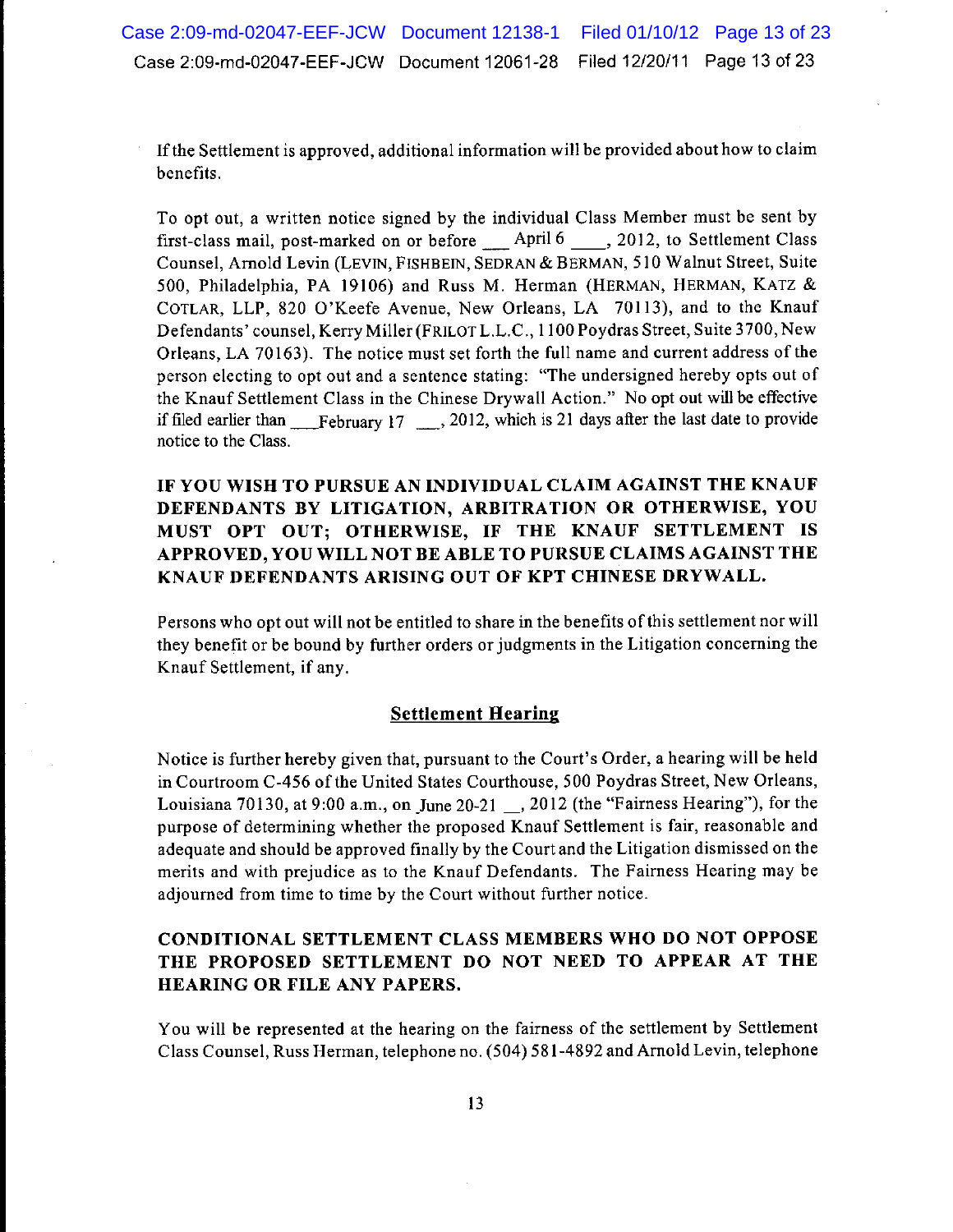If the Settlement is approved, additional information will be provided about how to claim benefits.

To opt out, a written notice signed by the individual Class Member must be sent by first-class mail, post-marked on or before ___ April 6 ____, 2012, to Settlement Class Counsel, Arnold Levin (LEVIN, FISHBEIN, SEDRAN & BERMAN, 510 Walnut Street, Suite 500, Philadelphia, PA 19106) and Russ M. Herman (HERMAN, HERMAN, KATZ & COTLAR, LLP, 820 O'Keefe Avenue, New Orleans, LA 70113), and to the Knauf Defendants' counsel, Kerry Miller (FRILOT L.L.C., 1100 Poydras Street, Suite 3700, New Orleans, LA 70163). The notice must set forth the full name and current address of the person electing to opt out and a sentence stating: "The undersigned hereby opts out of the Knauf Settlement Class in the Chinese Drywall Action." No opt out will be effective if filed earlier than ___February 17 ___, 2012, which is 21 days after the last date to provide notice to the Class.

**IF YOU WISH TO PURSUE AN INDIVIDUAL CLAIM AGAINST THE KNAUF DEFENDANTS BY LITIGATION, ARBITRATION OR OTHERWISE, YOU MUST OPT OUT; OTHERWISE, IF THE KNAUF SETTLEMENT IS APPROVED, YOU WILL NOT BE ABLE TO PURSUE CLAIMS AGAINST THE KNAUF DEFENDANTS ARISING OUT OF KPT CHINESE DRYWALL.**

Persons who opt out will not be entitled to share in the benefits of this settlement nor will they benefit or be bound by further orders or judgments in the Litigation concerning the Knauf Settlement, if any.

## Settlement Hearing

Notice is further hereby given that, pursuant to the Court's Order, a hearing will be held in Courtroom C-456 of the United States Courthouse, 500 Poydras Street, New Orleans, Louisiana 70130, at 9:00 a.m., on June 20-21 __, 2012 (the "Fairness Hearing"), for the purpose of determining whether the proposed Knauf Settlement is fair, reasonable and adequate and should be approved finally by the Court and the Litigation dismissed on the merits and with prejudice as to the Knauf Defendants. The Fairness Hearing may be adjourned from time to time by the Court without further notice.

**CONDITIONAL SETTLEMENT CLASS MEMBERS WHO DO NOT OPPOSE THE PROPOSED SETTLEMENT DO NOT NEED TO APPEAR AT THE HEARING OR FILE ANY PAPERS.**

You will be represented at the hearing on the fairness of the settlement by Settlement Class Counsel, Russ Herman, telephone no. (504) 581-4892 and Arnold Levin, telephone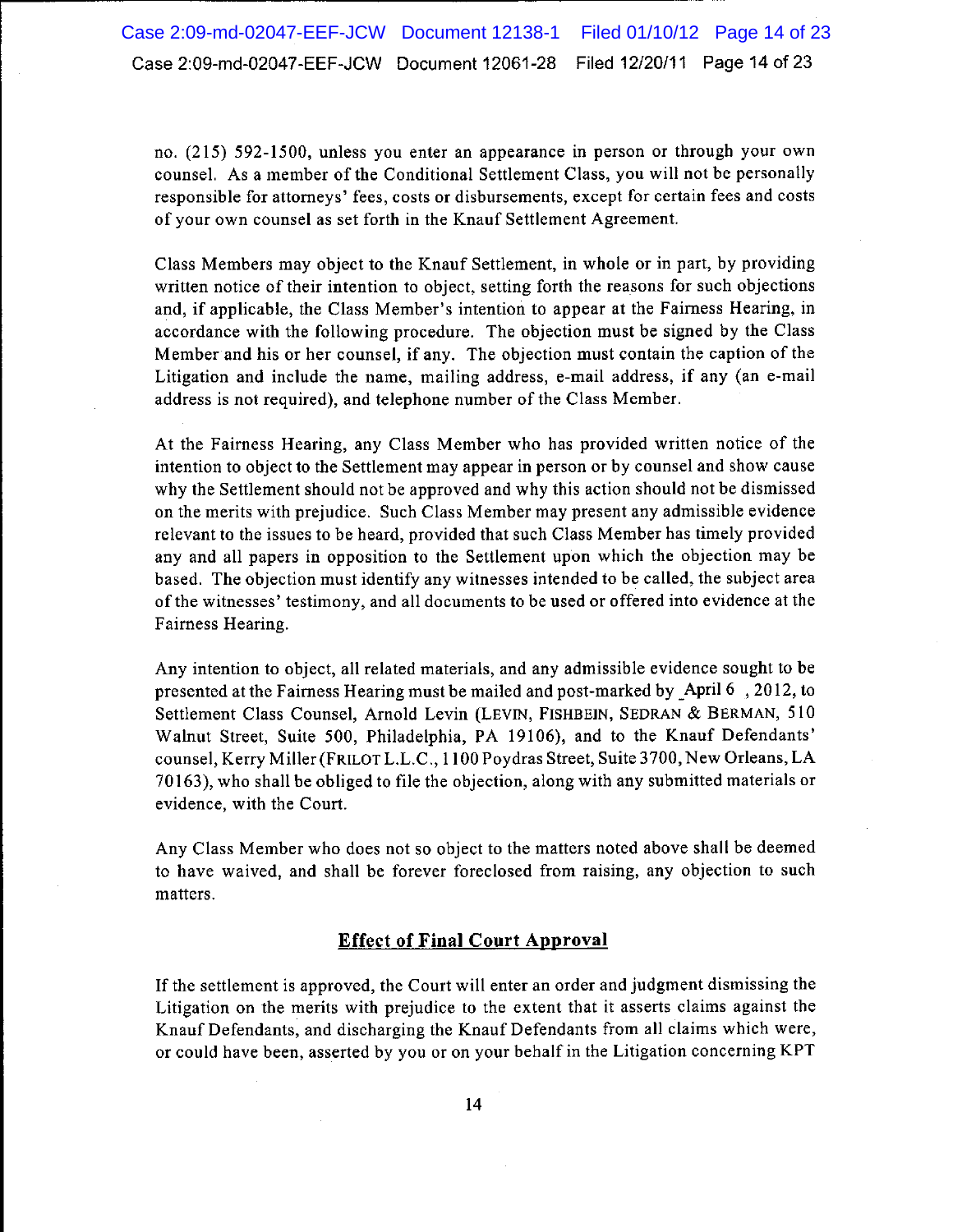no. (215) 592-1500, unless you enter an appearance in person or through your own counsel. As a member of the Conditional Settlement Class, you will not be personally responsible for attorneys' fees, costs or disbursements, except for certain fees and costs of your own counsel as set forth in the Knauf Settlement Agreement.

Class Members may object to the Knauf Settlement, in whole or in part, by providing written notice of their intention to object, setting forth the reasons for such objections and, if applicable, the Class Member's intention to appear at the Fairness Hearing, in accordance with the following procedure. The objection must be signed by the Class Member and his or her counsel, if any. The objection must contain the caption of the Litigation and include the name, mailing address, e-mail address, if any (an e-mail address is not required), and telephone number of the Class Member.

At the Fairness Hearing, any Class Member who has provided written notice of the intention to object to the Settlement may appear in person or by counsel and show cause why the Settlement should not be approved and why this action should not be dismissed on the merits with prejudice. Such Class Member may present any admissible evidence relevant to the issues to be heard, provided that such Class Member has timely provided any and all papers in opposition to the Settlement upon which the objection may be based. The objection must identify any witnesses intended to be called, the subject area of the witnesses' testimony, and all documents to be used or offered into evidence at the Fairness Hearing.

Any intention to object, all related materials, and any admissible evidence sought to be presented at the Fairness Hearing must be mailed and post-marked by April 6 , 2012, to Settlement Class Counsel, Arnold Levin (LEVIN, FISHBEIN, SEDRAN & BERMAN, 510 Walnut Street, Suite 500, Philadelphia, PA 19106), and to the Knauf Defendants' counsel, Kerry Miller (FRILOT L.L.C., 1100 Poydras Street, Suite 3700, New Orleans, LA 70163), who shall be obliged to file the objection, along with any submitted materials or evidence, with the Court.

Any Class Member who does not so object to the matters noted above shall be deemed to have waived, and shall be forever foreclosed from raising, any objection to such matters.

## Effect of Final Court Approval

If the settlement is approved, the Court will enter an order and judgment dismissing the Litigation on the merits with prejudice to the extent that it asserts claims against the Knauf Defendants, and discharging the Knauf Defendants from all claims which were, or could have been, asserted by you or on your behalf in the Litigation concerning KPT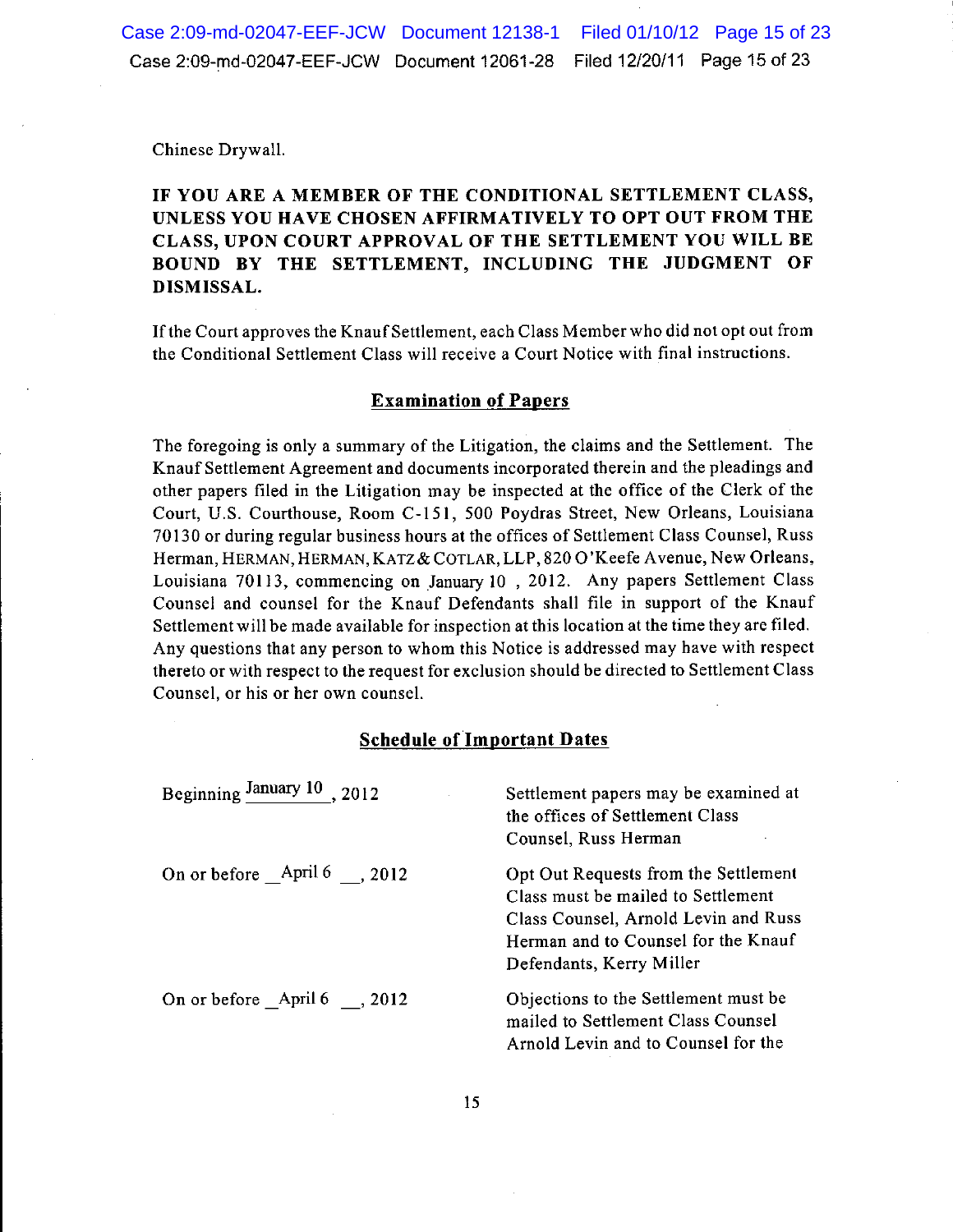Chinese Drywall.

**IF YOU ARE A MEMBER OF THE CONDITIONAL SETTLEMENT CLASS, UNLESS YOU HAVE CHOSEN AFFIRMATIVELY TO OPT OUT FROM THE CLASS, UPON COURT APPROVAL OF THE SETTLEMENT YOU WILL BE BOUND BY THE SETTLEMENT, INCLUDING THE JUDGMENT OF DISMISSAL.**

If the Court approves the Knauf Settlement, each Class Member who did not opt out from the Conditional Settlement Class will receive a Court Notice with final instructions.

## Examination of Papers

The foregoing is only a summary of the Litigation, the claims and the Settlement. The Knauf Settlement Agreement and documents incorporated therein and the pleadings and other papers filed in the Litigation may be inspected at the office of the Clerk of the Court, U.S. Courthouse, Room C-151, 500 Poydras Street, New Orleans, Louisiana 70130 or during regular business hours at the offices of Settlement Class Counsel, Russ Herman, HERMAN, HERMAN, KATZ & COTLAR, LLP, 820 O'Keefe Avenue, New Orleans, Louisiana 70113, commencing on January 10 , 2012. Any papers Settlement Class Counsel and counsel for the Knauf Defendants shall file in support of the Knauf Settlement will be made available for inspection at this location at the time they are filed. Any questions that any person to whom this Notice is addressed may have with respect thereto or with respect to the request for exclusion should be directed to Settlement Class Counsel, or his or her own counsel.

## Schedule of Important Dates

| | |
|---|---|
| Beginning January 10, 2012 | Settlement papers may be examined at the offices of Settlement Class Counsel, Russ Herman |
| On or before April 6, 2012 | Opt Out Requests from the Settlement Class must be mailed to Settlement Class Counsel, Arnold Levin and Russ Herman and to Counsel for the Knauf Defendants, Kerry Miller |
| On or before April 6, 2012 | Objections to the Settlement must be mailed to Settlement Class Counsel Arnold Levin and to Counsel for the |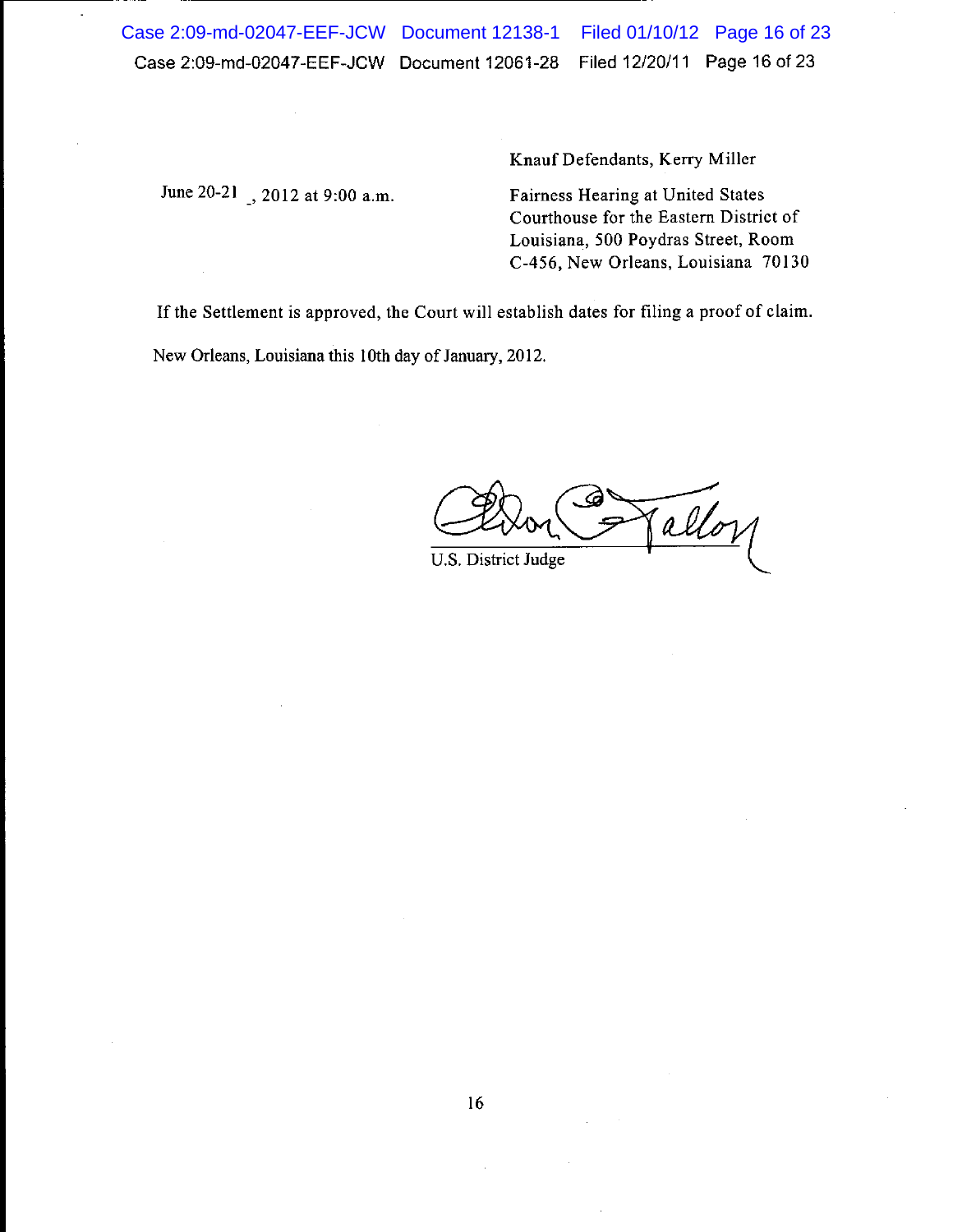| | Knauf Defendants, Kerry Miller |
|---|---|
| June 20-21 , 2012 at 9:00 a.m. | Fairness Hearing at United States Courthouse for the Eastern District of Louisiana, 500 Poydras Street, Room C-456, New Orleans, Louisiana 70130 |

If the Settlement is approved, the Court will establish dates for filing a proof of claim.

New Orleans, Louisiana this 10th day of January, 2012.

U.S. District Judge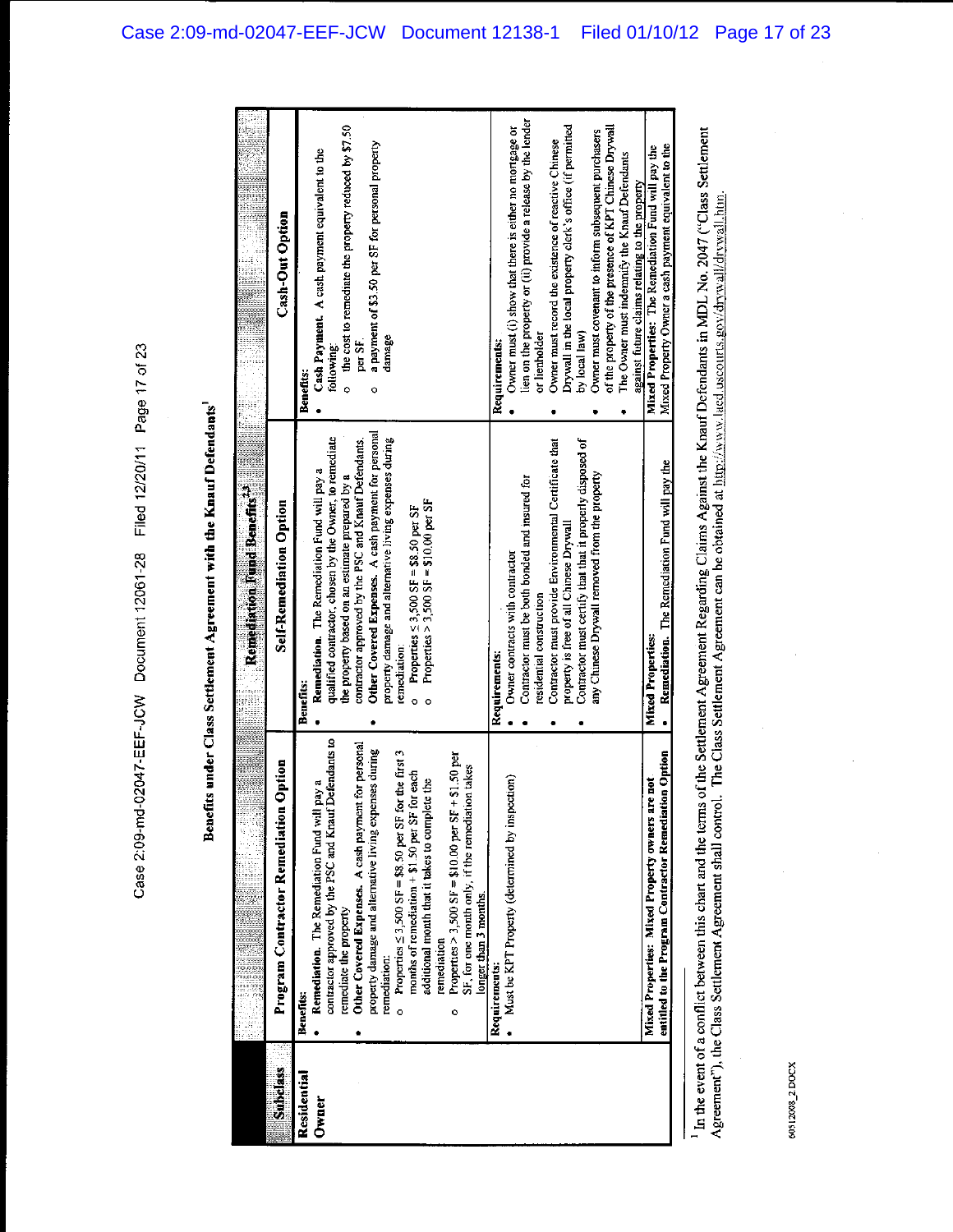## Benefits under Class Settlement Agreement with the Knauf Defendants[1]

| Subclass | Remediation Fund Benefits[2,3] | | |
|---|---|---|---|
| | **Program Contractor Remediation Option** | **Self-Remediation Option** | **Cash-Out Option** |
| **Residential Owner** | **Benefits:**<br>• **Remediation.** The Remediation Fund will pay a contractor approved by the PSC and Knauf Defendants to remediate the property<br>• **Other Covered Expenses.** A cash payment for personal property damage and alternative living expenses during remediation:<br>○ Properties ≤ 3,500 SF = $8.50 per SF for the first 3 months of remediation + $1.50 per SF for each additional month that it takes to complete the remediation<br>○ Properties > 3,500 SF = $10.00 per SF + $1.50 per SF, for one month only, if the remediation takes longer than 3 months. | **Benefits:**<br>• **Remediation.** The Remediation Fund will pay a qualified contractor, chosen by the Owner, to remediate the property based on an estimate prepared by a contractor approved by the PSC and Knauf Defendants.<br>• **Other Covered Expenses.** A cash payment for personal property damage and alternative living expenses during remediation:<br>○ Properties ≤ 3,500 SF = $8.50 per SF<br>○ Properties > 3,500 SF = $10.00 per SF | **Benefits:**<br>• **Cash Payment.** A cash payment equivalent to the following:<br>○ the cost to remediate the property reduced by $7.50 per SF.<br>○ a payment of $3.50 per SF for personal property damage |
| | **Requirements:**<br>• Must be KPT Property (determined by inspection) | **Requirements:**<br>• Owner contracts with contractor<br>• Contractor must be both bonded and insured for residential construction<br>• Contractor must provide Environmental Certificate that property is free of all Chinese Drywall<br>• Contractor must certify that that it properly disposed of any Chinese Drywall removed from the property | **Requirements:**<br>• Owner must (i) show that there is either no mortgage or lien on the property or (ii) provide a release by the lender or lienholder<br>• Owner must record the existence of reactive Chinese Drywall in the local property clerk's office (if permitted by local law)<br>• Owner must covenant to inform subsequent purchasers of the property of the presence of KPT Chinese Drywall<br>• The Owner must indemnify the Knauf Defendants against future claims relating to the property |
| | **Mixed Properties: Mixed Property owners are not entitled to the Program Contractor Remediation Option** | **Mixed Properties:**<br>• **Remediation.** The Remediation Fund will pay the | **Mixed Properties:** The Remediation Fund will pay the Mixed Property Owner a cash payment equivalent to the |

[1] In the event of a conflict between this chart and the terms of the Settlement Agreement Regarding Claims Against the Knauf Defendants in MDL No. 2047 ("Class Settlement Agreement"), the Class Settlement Agreement shall control. The Class Settlement Agreement can be obtained at http://www.laed.uscourts.gov/drywall/drywall.htm.

6012008_2.DOCX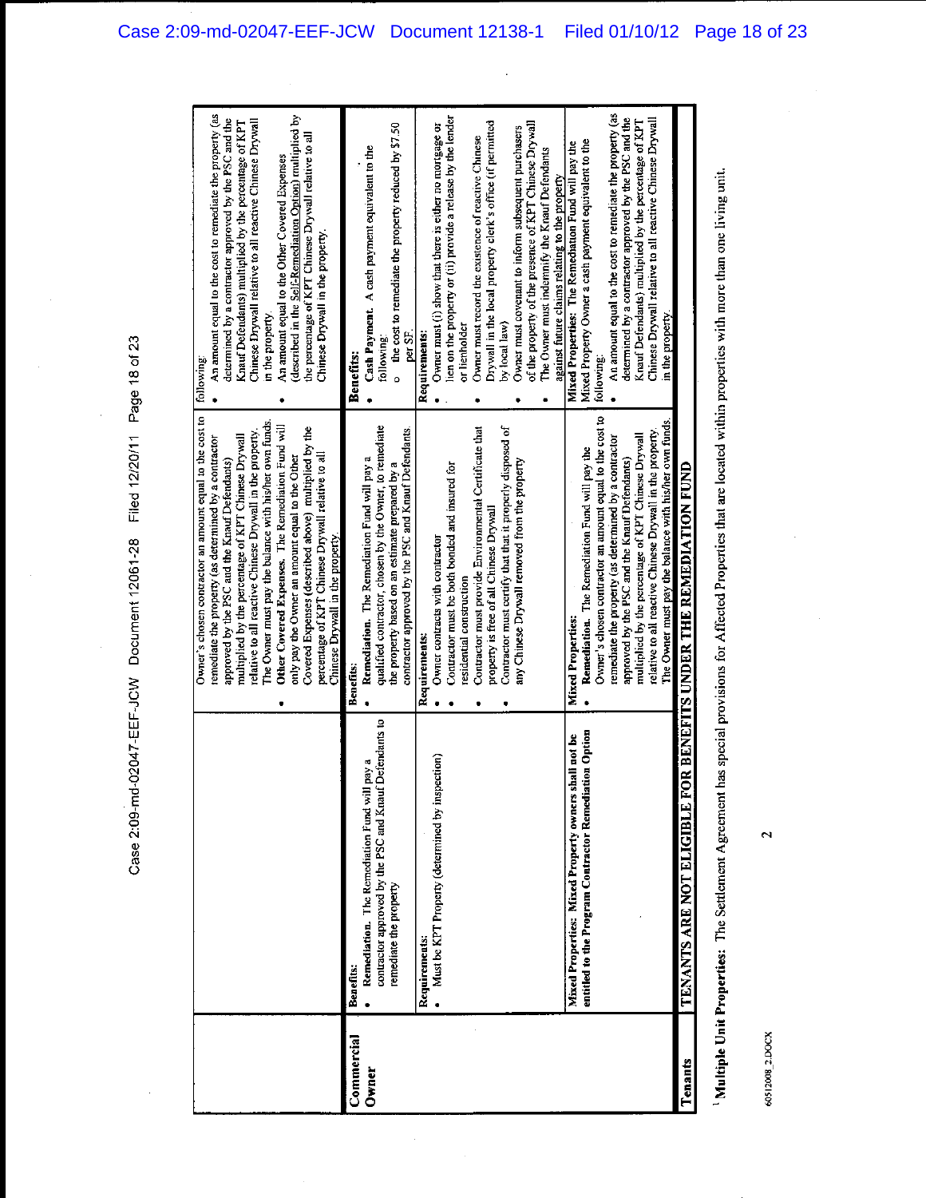| | | | |
|---|---|---|---|
| | | Owner's chosen contractor an amount equal to the cost to remediate the property (as determined by a contractor approved by the PSC and the Knauf Defendants) multiplied by the percentage of KPT Chinese Drywall relative to all reactive Chinese Drywall in the property. The Owner must pay the balance with his/her own funds. <br>• **Other Covered Expenses.** The Remediation Fund will only pay the Owner an amount equal to the Other Covered Expenses (described above) multiplied by the percentage of KPT Chinese Drywall relative to all Chinese Drywall in the property. | following: <br>• An amount equal to the cost to remediate the property (as determined by a contractor approved by the PSC and the Knauf Defendants) multiplied by the percentage of KPT Chinese Drywall relative to all reactive Chinese Drywall in the property. <br>• An amount equal to the Other Covered Expenses (described in the Self-Remediation Option) multiplied by the percentage of KPT Chinese Drywall relative to all Chinese Drywall in the property. |
| **Commercial Owner** | **Benefits:** <br>• **Remediation.** The Remediation Fund will pay a contractor approved by the PSC and Knauf Defendants to remediate the property <br><br>**Requirements:** <br>• Must be KPT Property (determined by inspection) <br><br>**Mixed Properties: Mixed Property owners shall not be entitled to the Program Contractor Remediation Option** | **Benefits:** <br>• **Remediation.** The Remediation Fund will pay a qualified contractor, chosen by the Owner, to remediate the property based on an estimate prepared by a contractor approved by the PSC and Knauf Defendants. <br><br>**Requirements:** <br>• Owner contracts with contractor <br>• Contractor must be both bonded and insured for residential construction <br>• Contractor must provide Environmental Certificate that property is free of all Chinese Drywall <br>• Contractor must certify that it properly disposed of any Chinese Drywall removed from the property <br><br>**Mixed Properties:** <br>• **Remediation.** The Remediation Fund will pay the Owner's chosen contractor an amount equal to the cost to remediate the property (as determined by a contractor approved by the PSC and the Knauf Defendants) multiplied by the percentage of KPT Chinese Drywall relative to all reactive Chinese Drywall in the property. The Owner must pay the balance with his/her own funds. | **Benefits:** <br>• **Cash Payment.** A cash payment equivalent to the following: <br>o the cost to remediate the property reduced by $7.50 per SF. <br><br>**Requirements:** <br>• Owner must (i) show that there is either no mortgage or lien on the property or (ii) provide a release by the lender or lienholder <br>• Owner must record the existence of reactive Chinese Drywall in the local property clerk's office (if permitted by local law) <br>• Owner must covenant to inform subsequent purchasers of the property of the presence of KPT Chinese Drywall <br>• The Owner must indemnify the Knauf Defendants against future claims relating to the property <br><br>**Mixed Properties:** The Remediation Fund will pay the Mixed Property Owner a cash payment equivalent to the following: <br>• An amount equal to the cost to remediate the property (as determined by a contractor approved by the PSC and the Knauf Defendants) multiplied by the percentage of KPT Chinese Drywall relative to all reactive Chinese Drywall in the property. |
| **Tenants** | **TENANTS ARE NOT ELIGIBLE FOR BENEFITS UNDER THE REMEDIATION FUND** | | |

[1] **Multiple Unit Properties:** The Settlement Agreement has special provisions for Affected Properties that are located within properties with more than one living unit.

60512008_2.DOCX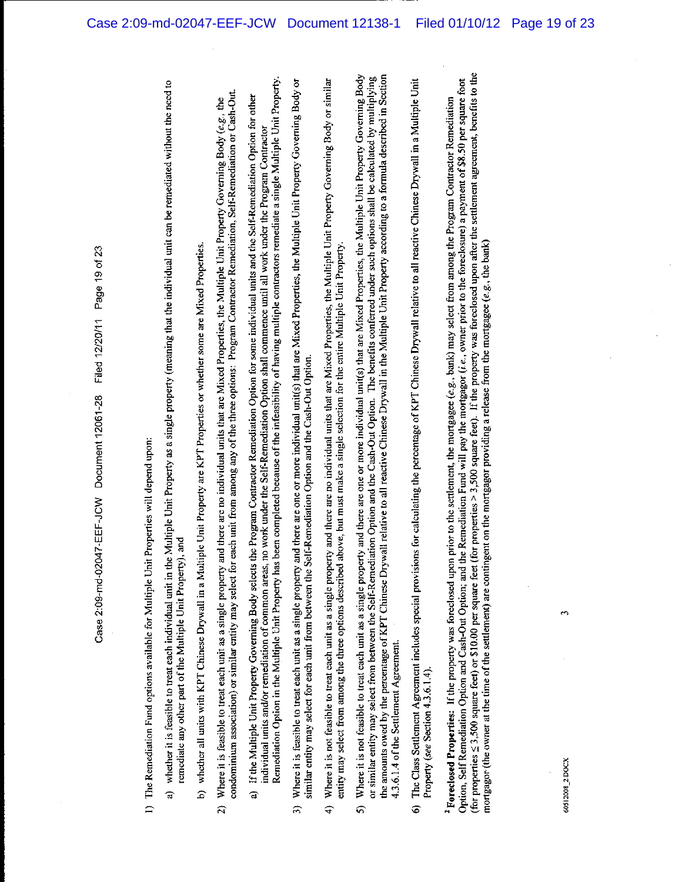1) The Remediation Fund options available for Multiple Unit Properties will depend upon:

   a) whether it is feasible to treat each individual unit in the Multiple Unit Property as a single property (meaning that the individual unit can be remediated without the need to remediate any other part of the Multiple Unit Property), and

   b) whether all units with KPT Chinese Drywall in a Multiple Unit Property are KPT Properties or whether some are Mixed Properties.

2) Where it is feasible to treat each unit as a single property and there are no individual units that are Mixed Properties, the Multiple Unit Property Governing Body (*e.g.*, the condominium association) or similar entity may select for each unit from among any of the three options: Program Contractor Remediation, Self-Remediation or Cash-Out.

   a) If the Multiple Unit Property Governing Body selects the Program Contractor Remediation Option for some individual units and the Self-Remediation Option for other individual units and/or remediation of common areas, no work under the Self-Remediation Option shall commence until all work under the Program Contractor Remediation Option in the Multiple Unit Property has been completed because of the infeasibility of having multiple contractors remediate a single Multiple Unit Property.

3) Where it is feasible to treat each unit as a single property and there are one or more individual unit(s) that are Mixed Properties, the Multiple Unit Property Governing Body or similar entity may select for each unit from between the Self-Remediation Option and the Cash-Out Option.

4) Where it is not feasible to treat each unit as a single property and there are no individual units that are Mixed Properties, the Multiple Unit Property Governing Body or similar entity may select from among the three options described above, but must make a single selection for the entire Multiple Unit Property.

5) Where it is not feasible to treat each unit as a single property and there are one or more individual unit(s) that are Mixed Properties, the Multiple Unit Property Governing Body or similar entity may select from between the Self-Remediation Option and the Cash-Out Option. The benefits conferred under such options shall be calculated by multiplying the amounts owed by the percentage of KPT Chinese Drywall relative to all reactive Chinese Drywall in the Multiple Unit Property according to a formula described in Section 4.3.6.1.4 of the Settlement Agreement.

6) The Class Settlement Agreement includes special provisions for calculating the percentage of KPT Chinese Drywall relative to all reactive Chinese Drywall in a Multiple Unit Property (*see* Section 4.3.6.1.4).

[3] **Foreclosed Properties:** If the property was foreclosed upon prior to the settlement, the mortgagee (*e.g.*, bank) may select from among the Program Contractor Remediation Option, Self Remediation Option and Cash-Out Option; and the Remediation Fund will pay the mortgagor (*i.e.*, owner prior to the foreclosure) a payment of $8.50 per square foot (for properties ≤ 3,500 square feet) or $10.00 per square feet (for properties > 3,500 square feet). If the property was foreclosed upon after the settlement agreement, benefits to the mortgagor (the owner at the time of the settlement) are contingent on the mortgagor providing a release from the mortgagee (*e.g.*, the bank)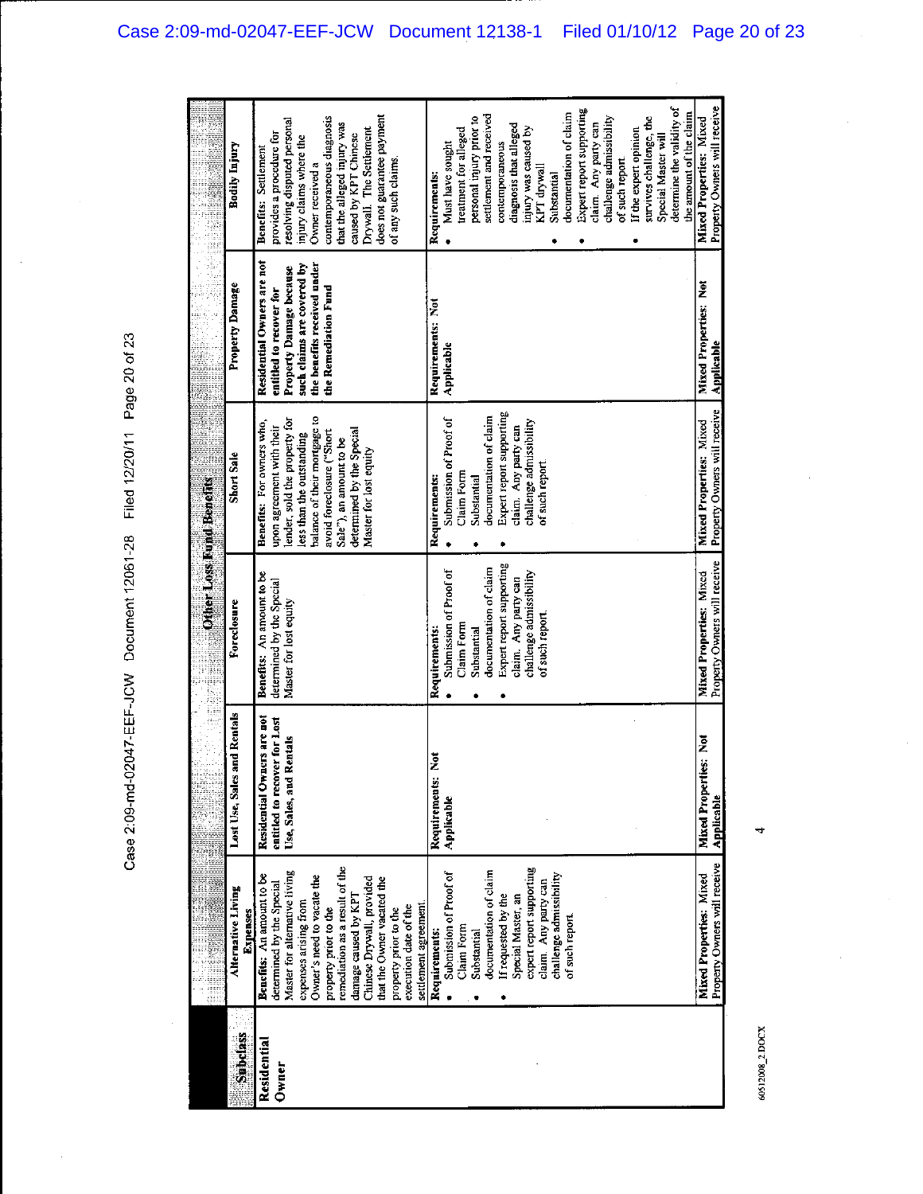| Subclass | Other Loss Fund Benefits | | | | | |
|---|---|---|---|---|---|---|
| | Alternative Living Expenses | Lost Use, Sales and Rentals | Foreclosure | Short Sale | Property Damage | Bodily Injury |
| Residential Owner | **Benefits:** An amount to be determined by the Special Master for alternative living expenses arising from Owner's need to vacate the property prior to the remediation as a result of the damage caused by KPT Chinese Drywall, provided that the Owner vacated the property prior to the execution date of the settlement agreement. | **Residential Owners are not entitled to recover for Lost Use, Sales, and Rentals** | **Benefits:** An amount to be determined by the Special Master for lost equity | **Benefits:** For owners who, upon agreement with their lender, sold the property for less than the outstanding balance of their mortgage to avoid foreclosure ("Short Sale"), an amount to be determined by the Special Master for lost equity | **Residential Owners are not entitled to recover for Property Damage because such claims are covered by the benefits received under the Remediation Fund** | **Benefits:** Settlement provides a procedure for resolving disputed personal injury claims where the Owner received a contemporaneous diagnosis that the alleged injury was caused by KPT Chinese Drywall. The Settlement does not guarantee payment of any such claims. |
| | **Requirements:**<br>• Submission of Proof of Claim Form<br>• Substantial documentation of claim<br>• If requested by the Special Master, an expert report supporting claim. Any party can challenge admissibility of such report. | **Requirements: Not Applicable** | **Requirements:**<br>• Submission of Proof of Claim Form<br>• Substantial documentation of claim<br>• Expert report supporting claim. Any party can challenge admissibility of such report. | **Requirements:**<br>• Submission of Proof of Claim Form<br>• Substantial documentation of claim<br>• Expert report supporting claim. Any party can challenge admissibility of such report. | **Requirements: Not Applicable** | **Requirements:**<br>• Must have sought treatment for alleged personal injury prior to settlement and received contemporaneous diagnosis that alleged injury was caused by KPT drywall<br>• Substantial documentation of claim<br>• Expert report supporting claim. Any party can challenge admissibility of such report.<br>• If the expert opinion survives challenge, the Special Master will determine the validity of the amount of the claim |
| | **Mixed Properties:** Mixed Property Owners will receive | **Mixed Properties: Not Applicable** | **Mixed Properties:** Mixed Property Owners will receive | **Mixed Properties:** Mixed Property Owners will receive | **Mixed Properties: Not Applicable** | **Mixed Properties:** Mixed Property Owners will receive |

60512008_2.DOCX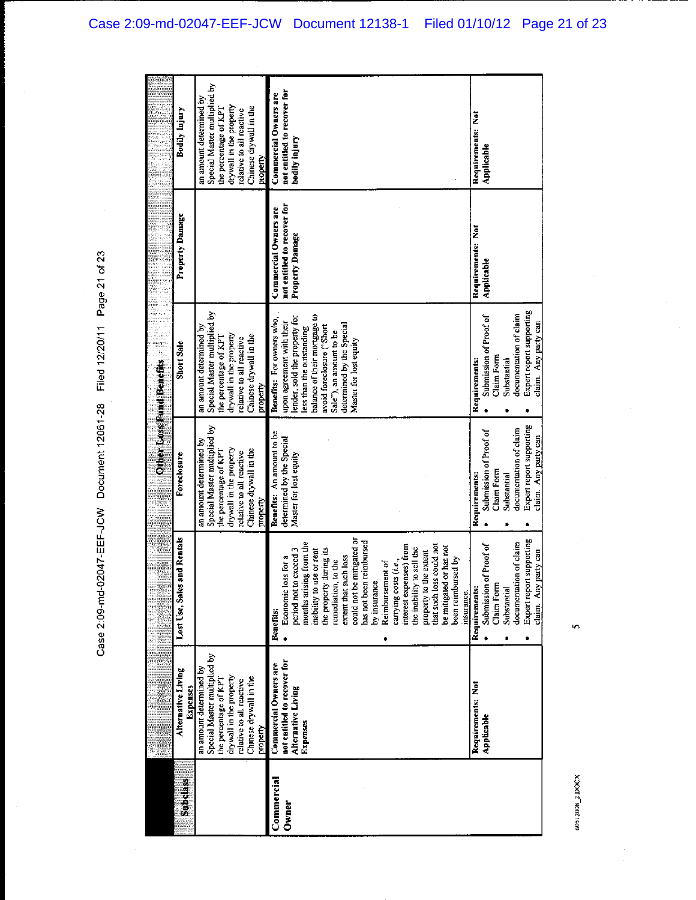| Subclass | Other Loss Fund Benefits | | | | | |
|---|---|---|---|---|---|---|
| | Alternative Living Expenses | Lost Use, Sales and Rentals | Foreclosure | Short Sale | Property Damage | Bodily Injury |
| | an amount determined by Special Master multiplied by the percentage of KPT drywall in the property relative to all reactive Chinese drywall in the property | | an amount determined by Special Master multiplied by the percentage of KPT drywall in the property relative to all reactive Chinese drywall in the property | an amount determined by Special Master multiplied by the percentage of KPT drywall in the property relative to all reactive Chinese drywall in the property | | an amount determined by Special Master multiplied by the percentage of KPT drywall in the property relative to all reactive Chinese drywall in the property |
| **Commercial Owner** | **Commercial Owners are not entitled to recover for Alternative Living Expenses**<br><br>**Requirements: Not Applicable** | **Benefits:**<br>• Economic loss for a period not to exceed 3 months arising from the inability to use or rent the property during its remediation, to the extent that such loss could not be mitigated or has not been reimbursed by insurance.<br>• Reimbursement of carrying costs (*i.e.*, interest expenses) from the inability to sell the property to the extent that such loss could not be mitigated or has not been reimbursed by insurance.<br><br>**Requirements:**<br>• Submission of Proof of Claim Form<br>• Substantial documentation of claim<br>• Expert report supporting claim. Any party can | **Benefits:** An amount to be determined by the Special Master for lost equity<br><br>**Requirements:**<br>• Submission of Proof of Claim Form<br>• Substantial documentation of claim<br>• Expert report supporting claim. Any party can | **Benefits:** For owners who, upon agreement with their lender, sold the property for less than the outstanding balance of their mortgage to avoid foreclosure ("Short Sale"), an amount to be determined by the Special Master for lost equity<br><br>**Requirements:**<br>• Submission of Proof of Claim Form<br>• Substantial documentation of claim<br>• Expert report supporting claim. Any party can | **Commercial Owners are not entitled to recover for Property Damage**<br><br>**Requirements: Not Applicable** | **Commercial Owners are not entitled to recover for bodily injury**<br><br>**Requirements: Not Applicable** |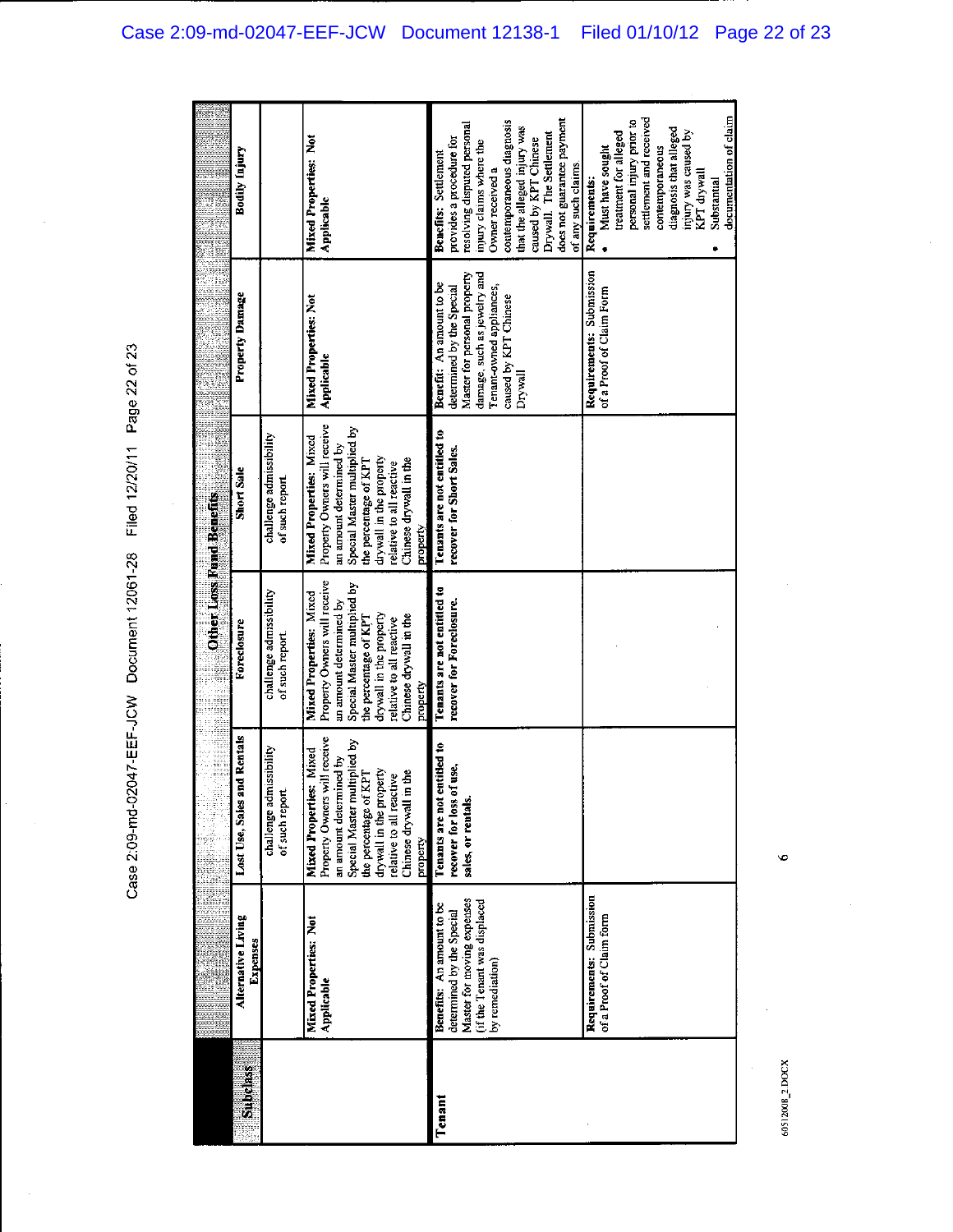| Subclass | Other Loss Fund Benefits | | | | | |
|---|---|---|---|---|---|---|
| | Alternative Living Expenses | Lost Use, Sales and Rentals | Foreclosure | Short Sale | Property Damage | Bodily Injury |
| | | challenge admissibility of such report. | challenge admissibility of such report. | challenge admissibility of such report. | | |
| | **Mixed Properties: Not Applicable** | **Mixed Properties:** Mixed Property Owners will receive an amount determined by Special Master multiplied by the percentage of KPT drywall in the property relative to all reactive Chinese drywall in the property | **Mixed Properties:** Mixed Property Owners will receive an amount determined by Special Master multiplied by the percentage of KPT drywall in the property relative to all reactive Chinese drywall in the property | **Mixed Properties:** Mixed Property Owners will receive an amount determined by Special Master multiplied by the percentage of KPT drywall in the property relative to all reactive Chinese drywall in the property | **Mixed Properties: Not Applicable** | **Mixed Properties: Not Applicable** |
| **Tenant** | **Benefits:** An amount to be determined by the Special Master for moving expenses (if the Tenant was displaced by remediation) | **Tenants are not entitled to recover for loss of use, sales, or rentals.** | **Tenants are not entitled to recover for Foreclosure.** | **Tenants are not entitled to recover for Short Sales.** | **Benefit:** An amount to be determined by the Special Master for personal property damage, such as jewelry and Tenant-owned appliances, caused by KPT Chinese Drywall | **Benefits:** Settlement provides a procedure for resolving disputed personal injury claims where the Owner received a contemporaneous diagnosis that the alleged injury was caused by KPT Chinese Drywall. The Settlement does not guarantee payment of any such claims |
| | **Requirements:** Submission of a Proof of Claim form | | | | **Requirements:** Submission of a Proof of Claim Form | **Requirements:**<br>• Must have sought treatment for alleged personal injury prior to settlement and received contemporaneous diagnosis that alleged injury was caused by KPT drywall<br>• Substantial documentation of claim |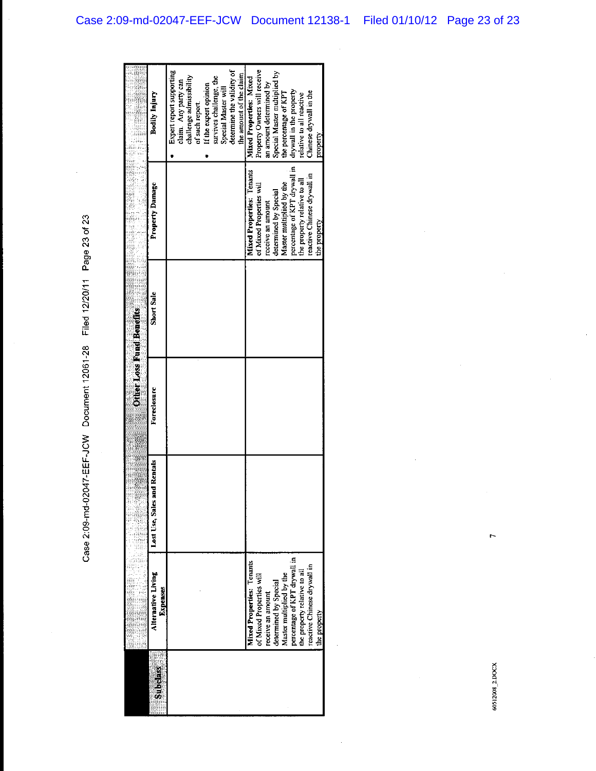| Subclass | Other Loss Fund Benefits | | | | | |
|---|---|---|---|---|---|---|
| | Alternative Living Expenses | Lost Use, Sales and Rentals | Foreclosure | Short Sale | Property Damage | Bodily Injury |
| | | | | | | • Expert report supporting claim. Any party can challenge admissibility of such report.<br>• If the expert opinion survives challenge, the Special Master will determine the validity of the amount of the claim |
| | **Mixed Properties:** Tenants of Mixed Properties will receive an amount determined by Special Master multiplied by the percentage of KPT drywall in the property relative to all reactive Chinese drywall in the property | | | | **Mixed Properties:** Tenants of Mixed Properties will receive an amount determined by Special Master multiplied by the percentage of KPT drywall in the property relative to all reactive Chinese drywall in the property | **Mixed Properties:** Mixed Property Owners will receive an amount determined by Special Master multiplied by the percentage of KPT drywall in the property relative to all reactive Chinese drywall in the property |

60512008_2.DOCX